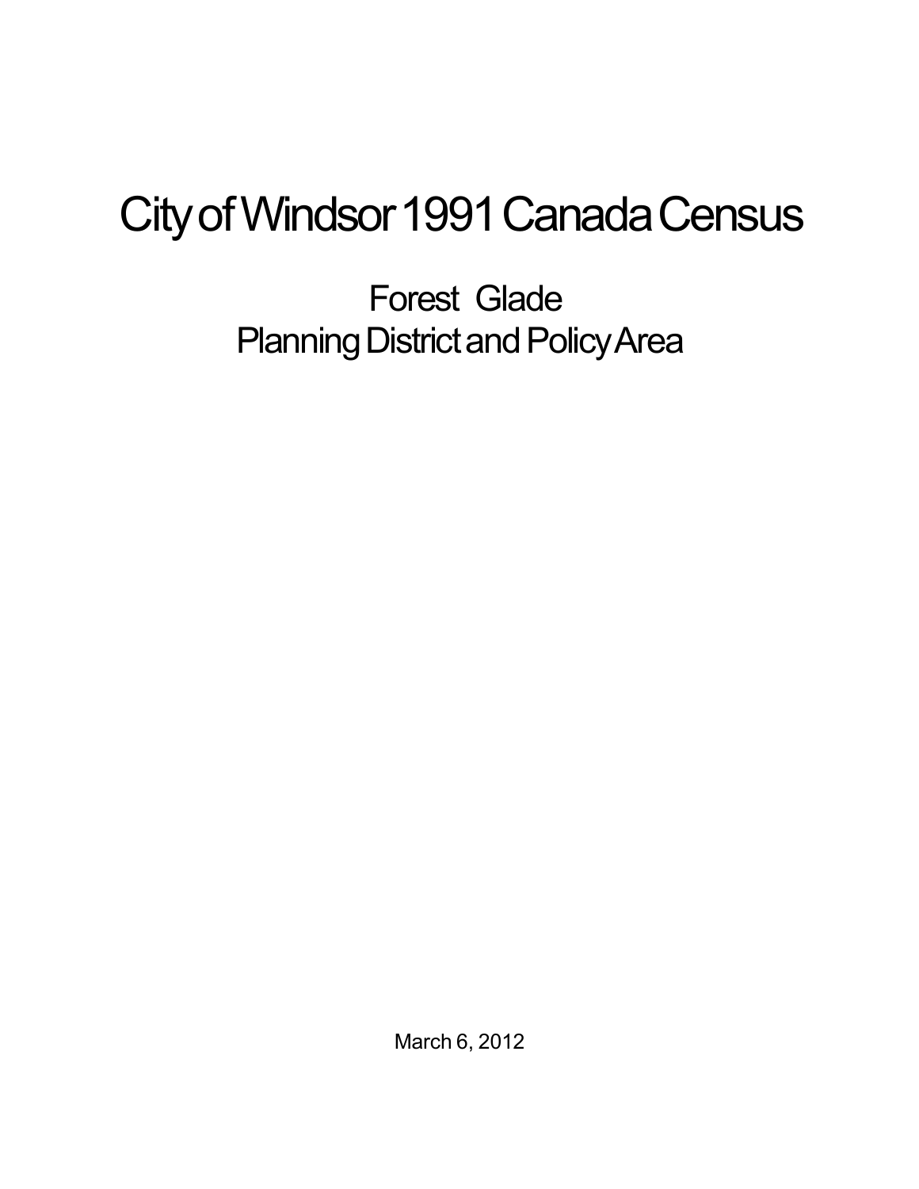# City of Windsor 1991 Canada Census

## Forest Glade
## Planning District and Policy Area

March 6, 2012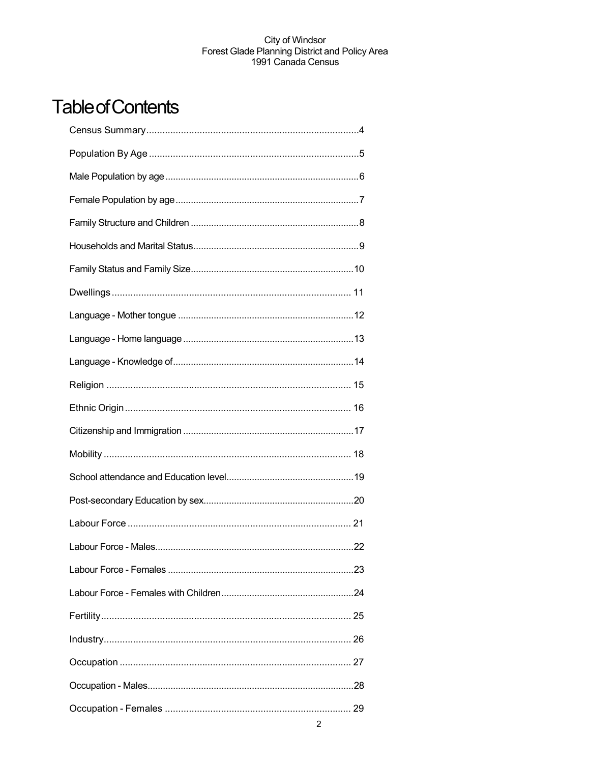# Table of Contents

Census Summary....................4

Population By Age....................5

Male Population by age....................6

Female Population by age....................7

Family Structure and Children....................8

Households and Marital Status....................9

Family Status and Family Size....................10

Dwellings....................11

Language - Mother tongue....................12

Language - Home language....................13

Language - Knowledge of....................14

Religion....................15

Ethnic Origin....................16

Citizenship and Immigration....................17

Mobility....................18

School attendance and Education level....................19

Post-secondary Education by sex....................20

Labour Force....................21

Labour Force - Males....................22

Labour Force - Females....................23

Labour Force - Females with Children....................24

Fertility....................25

Industry....................26

Occupation....................27

Occupation - Males....................28

Occupation - Females....................29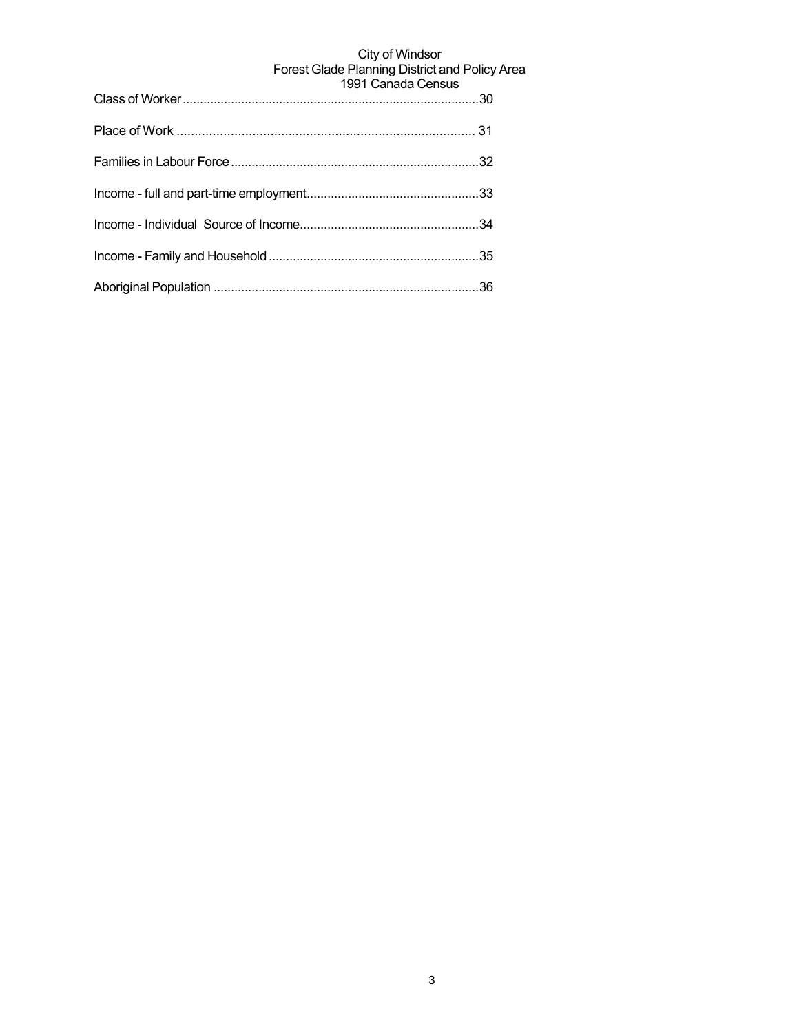Class of Worker.....................................................................................30

Place of Work ................................................................................... 31

Families in Labour Force.......................................................................32

Income - full and part-time employment.................................................33

Income - Individual Source of Income....................................................34

Income - Family and Household .............................................................35

Aboriginal Population ............................................................................36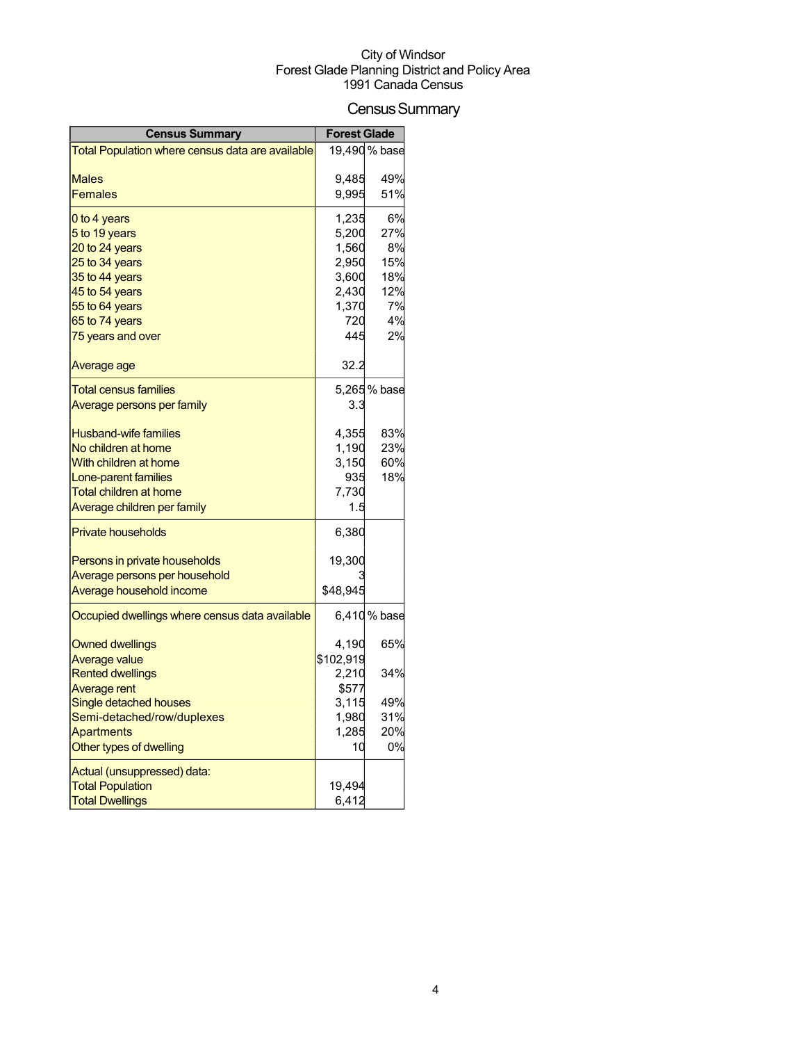City of Windsor
Forest Glade Planning District and Policy Area
1991 Canada Census

# Census Summary

| Census Summary | Forest Glade | |
|---|---|---|
| Total Population where census data are available | 19,490 | % base |
| Males | 9,485 | 49% |
| Females | 9,995 | 51% |
| 0 to 4 years | 1,235 | 6% |
| 5 to 19 years | 5,200 | 27% |
| 20 to 24 years | 1,560 | 8% |
| 25 to 34 years | 2,950 | 15% |
| 35 to 44 years | 3,600 | 18% |
| 45 to 54 years | 2,430 | 12% |
| 55 to 64 years | 1,370 | 7% |
| 65 to 74 years | 720 | 4% |
| 75 years and over | 445 | 2% |
| Average age | 32.2 | |
| Total census families | 5,265 | % base |
| Average persons per family | 3.3 | |
| Husband-wife families | 4,355 | 83% |
| No children at home | 1,190 | 23% |
| With children at home | 3,150 | 60% |
| Lone-parent families | 935 | 18% |
| Total children at home | 7,730 | |
| Average children per family | 1.5 | |
| Private households | 6,380 | |
| Persons in private households | 19,300 | |
| Average persons per household | 3 | |
| Average household income | $48,945 | |
| Occupied dwellings where census data available | 6,410 | % base |
| Owned dwellings | 4,190 | 65% |
| Average value | $102,919 | |
| Rented dwellings | 2,210 | 34% |
| Average rent | $577 | |
| Single detached houses | 3,115 | 49% |
| Semi-detached/row/duplexes | 1,980 | 31% |
| Apartments | 1,285 | 20% |
| Other types of dwelling | 10 | 0% |
| Actual (unsuppressed) data: | | |
| Total Population | 19,494 | |
| Total Dwellings | 6,412 | |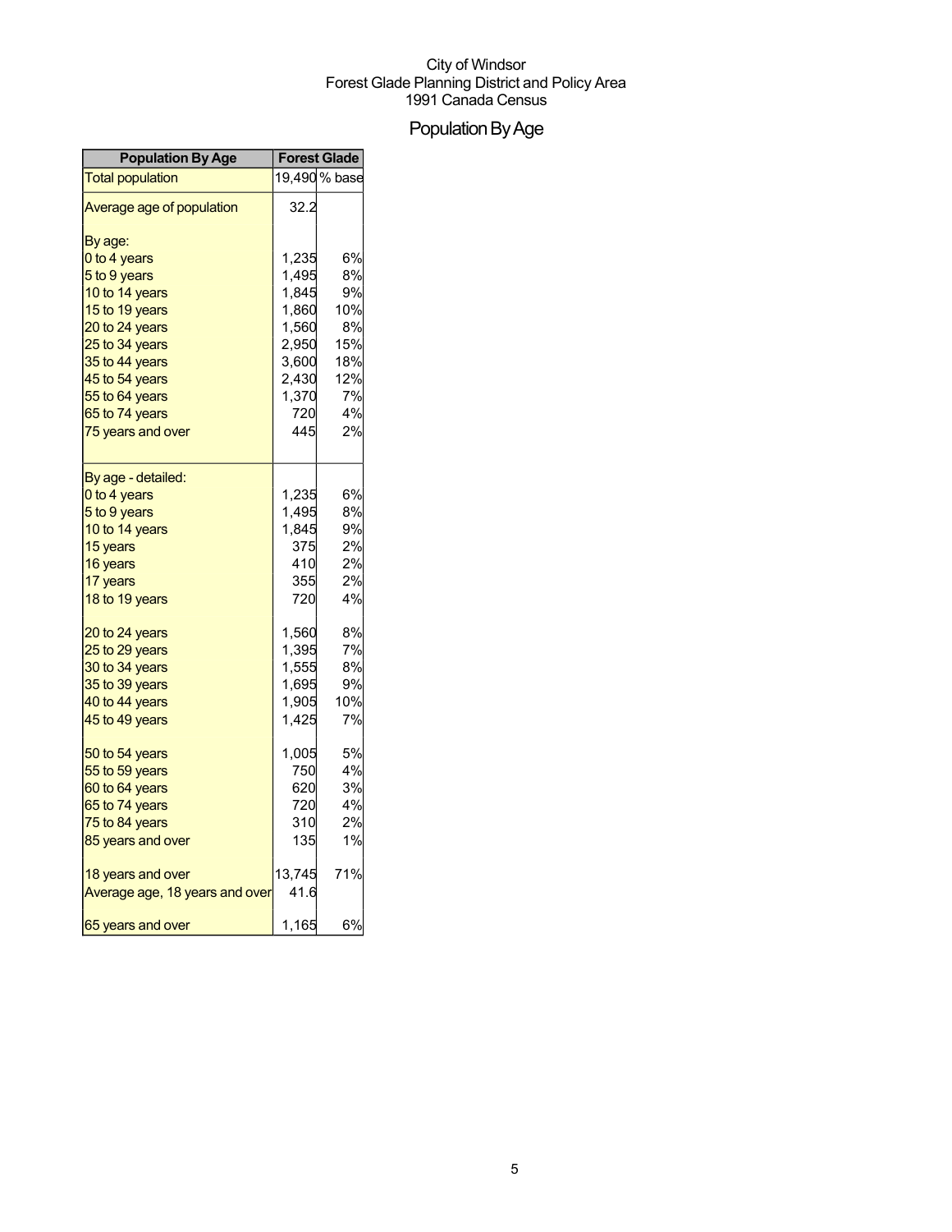City of Windsor
Forest Glade Planning District and Policy Area
1991 Canada Census

# Population By Age

| Population By Age | Forest Glade | |
|---|---|---|
| Total population | 19,490 | % base |
| Average age of population | 32.2 | |
| By age: | | |
| 0 to 4 years | 1,235 | 6% |
| 5 to 9 years | 1,495 | 8% |
| 10 to 14 years | 1,845 | 9% |
| 15 to 19 years | 1,860 | 10% |
| 20 to 24 years | 1,560 | 8% |
| 25 to 34 years | 2,950 | 15% |
| 35 to 44 years | 3,600 | 18% |
| 45 to 54 years | 2,430 | 12% |
| 55 to 64 years | 1,370 | 7% |
| 65 to 74 years | 720 | 4% |
| 75 years and over | 445 | 2% |
| By age - detailed: | | |
| 0 to 4 years | 1,235 | 6% |
| 5 to 9 years | 1,495 | 8% |
| 10 to 14 years | 1,845 | 9% |
| 15 years | 375 | 2% |
| 16 years | 410 | 2% |
| 17 years | 355 | 2% |
| 18 to 19 years | 720 | 4% |
| 20 to 24 years | 1,560 | 8% |
| 25 to 29 years | 1,395 | 7% |
| 30 to 34 years | 1,555 | 8% |
| 35 to 39 years | 1,695 | 9% |
| 40 to 44 years | 1,905 | 10% |
| 45 to 49 years | 1,425 | 7% |
| 50 to 54 years | 1,005 | 5% |
| 55 to 59 years | 750 | 4% |
| 60 to 64 years | 620 | 3% |
| 65 to 74 years | 720 | 4% |
| 75 to 84 years | 310 | 2% |
| 85 years and over | 135 | 1% |
| 18 years and over | 13,745 | 71% |
| Average age, 18 years and over | 41.6 | |
| 65 years and over | 1,165 | 6% |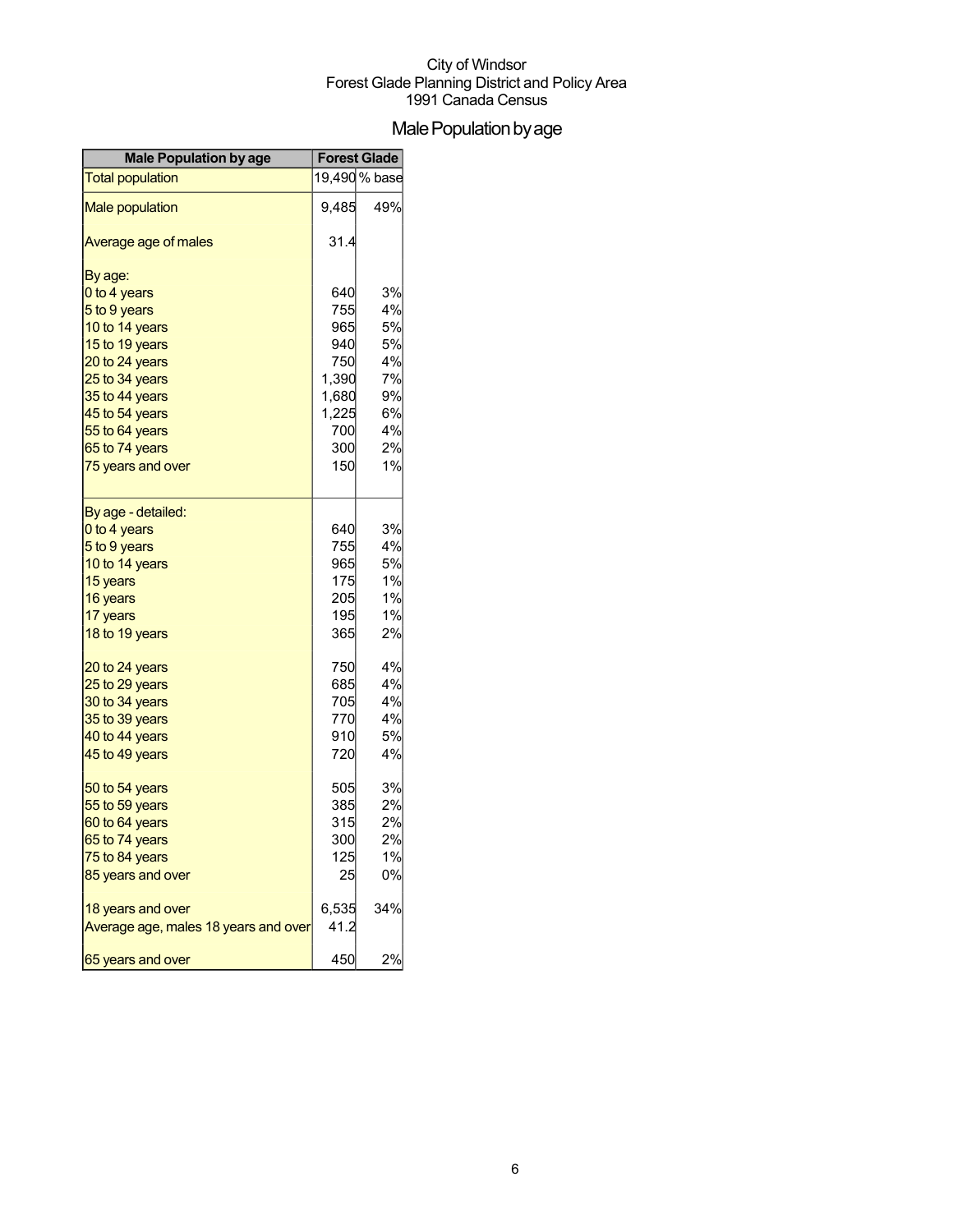City of Windsor
Forest Glade Planning District and Policy Area
1991 Canada Census

# Male Population by age

| Male Population by age | Forest Glade | |
|---|---|---|
| Total population | 19,490 | % base |
| Male population | 9,485 | 49% |
| Average age of males | 31.4 | |
| By age: | | |
| 0 to 4 years | 640 | 3% |
| 5 to 9 years | 755 | 4% |
| 10 to 14 years | 965 | 5% |
| 15 to 19 years | 940 | 5% |
| 20 to 24 years | 750 | 4% |
| 25 to 34 years | 1,390 | 7% |
| 35 to 44 years | 1,680 | 9% |
| 45 to 54 years | 1,225 | 6% |
| 55 to 64 years | 700 | 4% |
| 65 to 74 years | 300 | 2% |
| 75 years and over | 150 | 1% |
| By age - detailed: | | |
| 0 to 4 years | 640 | 3% |
| 5 to 9 years | 755 | 4% |
| 10 to 14 years | 965 | 5% |
| 15 years | 175 | 1% |
| 16 years | 205 | 1% |
| 17 years | 195 | 1% |
| 18 to 19 years | 365 | 2% |
| 20 to 24 years | 750 | 4% |
| 25 to 29 years | 685 | 4% |
| 30 to 34 years | 705 | 4% |
| 35 to 39 years | 770 | 4% |
| 40 to 44 years | 910 | 5% |
| 45 to 49 years | 720 | 4% |
| 50 to 54 years | 505 | 3% |
| 55 to 59 years | 385 | 2% |
| 60 to 64 years | 315 | 2% |
| 65 to 74 years | 300 | 2% |
| 75 to 84 years | 125 | 1% |
| 85 years and over | 25 | 0% |
| 18 years and over | 6,535 | 34% |
| Average age, males 18 years and over | 41.2 | |
| 65 years and over | 450 | 2% |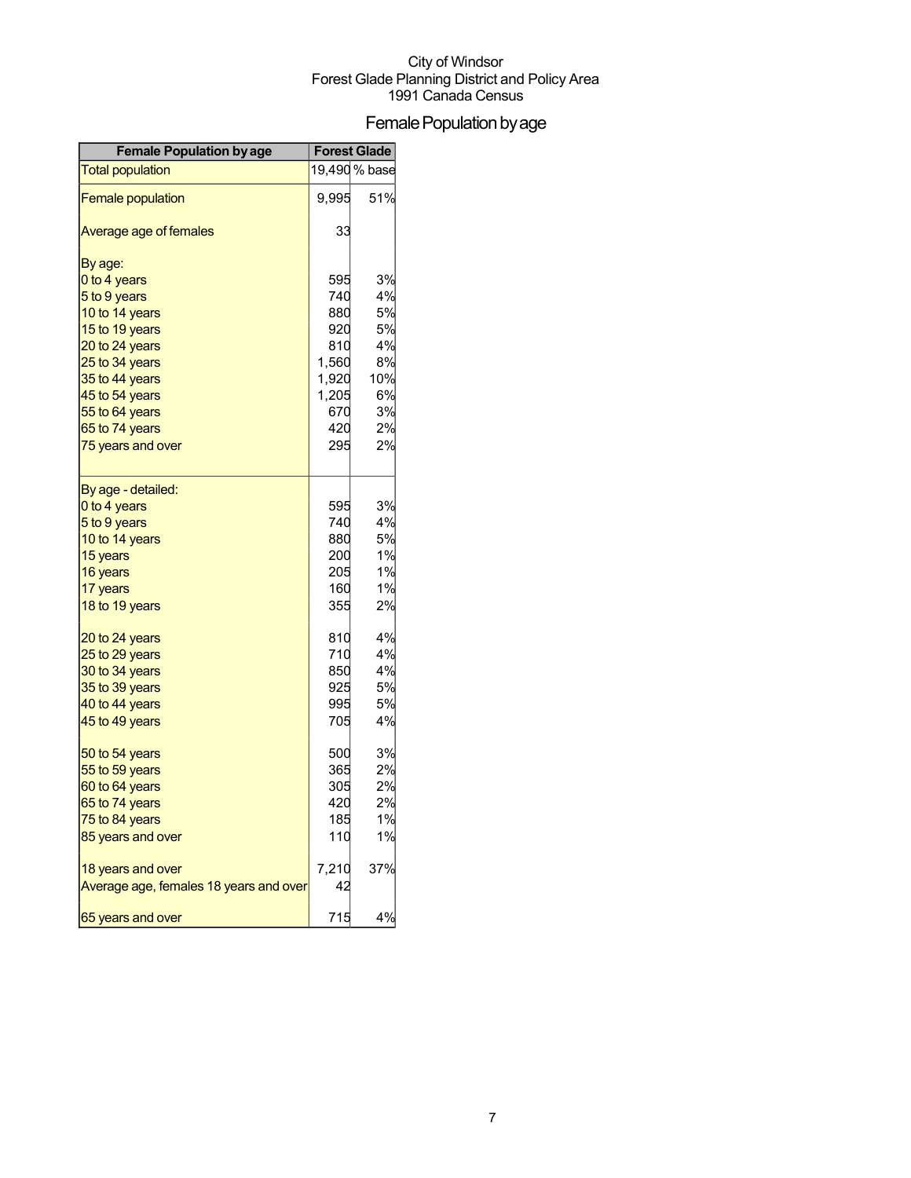City of Windsor
Forest Glade Planning District and Policy Area
1991 Canada Census

# Female Population by age

| Female Population by age | Forest Glade | |
|---|---|---|
| Total population | 19,490 | % base |
| Female population | 9,995 | 51% |
| Average age of females | 33 | |
| By age: | | |
| 0 to 4 years | 595 | 3% |
| 5 to 9 years | 740 | 4% |
| 10 to 14 years | 880 | 5% |
| 15 to 19 years | 920 | 5% |
| 20 to 24 years | 810 | 4% |
| 25 to 34 years | 1,560 | 8% |
| 35 to 44 years | 1,920 | 10% |
| 45 to 54 years | 1,205 | 6% |
| 55 to 64 years | 670 | 3% |
| 65 to 74 years | 420 | 2% |
| 75 years and over | 295 | 2% |
| By age - detailed: | | |
| 0 to 4 years | 595 | 3% |
| 5 to 9 years | 740 | 4% |
| 10 to 14 years | 880 | 5% |
| 15 years | 200 | 1% |
| 16 years | 205 | 1% |
| 17 years | 160 | 1% |
| 18 to 19 years | 355 | 2% |
| 20 to 24 years | 810 | 4% |
| 25 to 29 years | 710 | 4% |
| 30 to 34 years | 850 | 4% |
| 35 to 39 years | 925 | 5% |
| 40 to 44 years | 995 | 5% |
| 45 to 49 years | 705 | 4% |
| 50 to 54 years | 500 | 3% |
| 55 to 59 years | 365 | 2% |
| 60 to 64 years | 305 | 2% |
| 65 to 74 years | 420 | 2% |
| 75 to 84 years | 185 | 1% |
| 85 years and over | 110 | 1% |
| 18 years and over | 7,210 | 37% |
| Average age, females 18 years and over | 42 | |
| 65 years and over | 715 | 4% |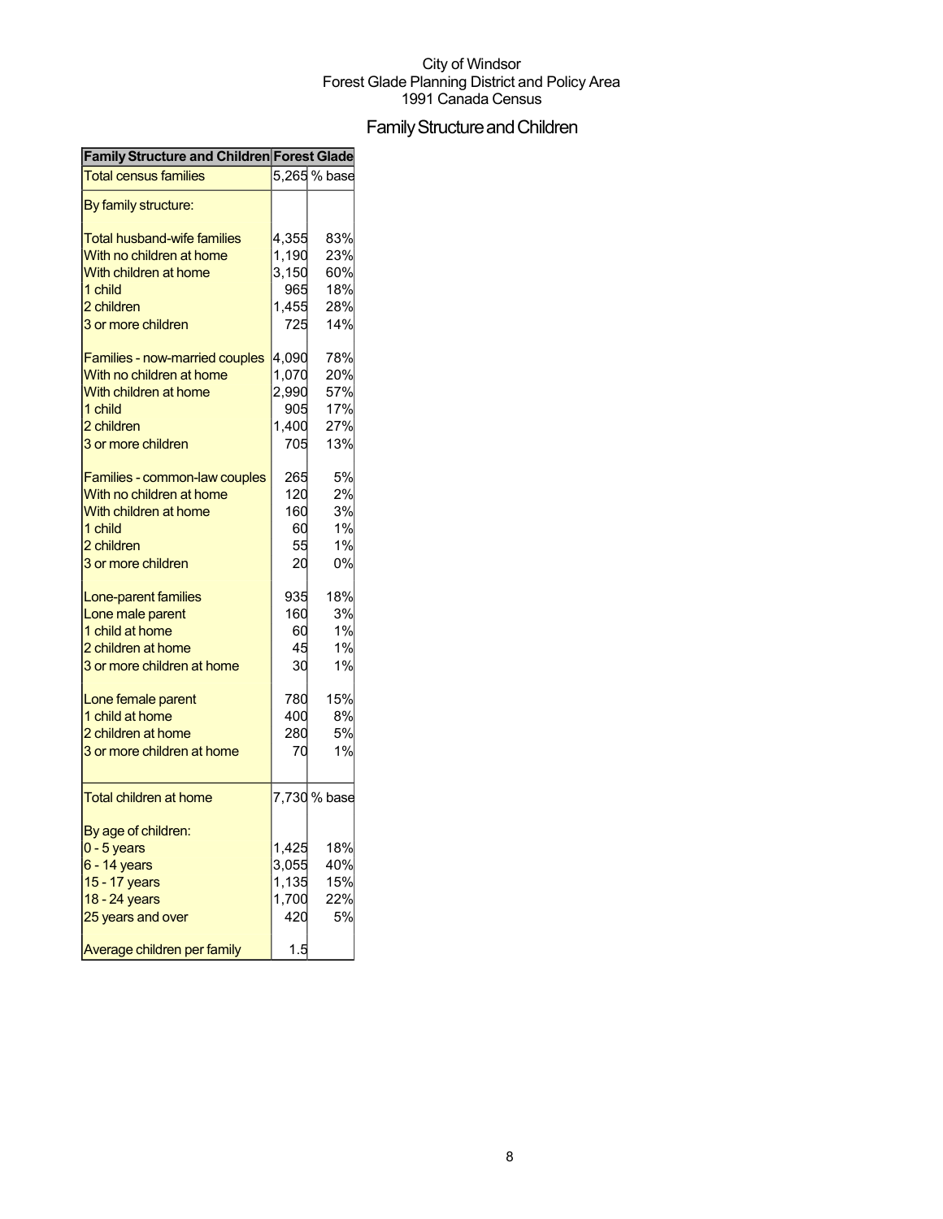City of Windsor
Forest Glade Planning District and Policy Area
1991 Canada Census

# Family Structure and Children

| Family Structure and Children | Forest Glade | |
|---|---|---|
| Total census families | 5,265 | % base |
| By family structure: | | |
| Total husband-wife families | 4,355 | 83% |
| With no children at home | 1,190 | 23% |
| With children at home | 3,150 | 60% |
| 1 child | 965 | 18% |
| 2 children | 1,455 | 28% |
| 3 or more children | 725 | 14% |
| Families - now-married couples | 4,090 | 78% |
| With no children at home | 1,070 | 20% |
| With children at home | 2,990 | 57% |
| 1 child | 905 | 17% |
| 2 children | 1,400 | 27% |
| 3 or more children | 705 | 13% |
| Families - common-law couples | 265 | 5% |
| With no children at home | 120 | 2% |
| With children at home | 160 | 3% |
| 1 child | 60 | 1% |
| 2 children | 55 | 1% |
| 3 or more children | 20 | 0% |
| Lone-parent families | 935 | 18% |
| Lone male parent | 160 | 3% |
| 1 child at home | 60 | 1% |
| 2 children at home | 45 | 1% |
| 3 or more children at home | 30 | 1% |
| Lone female parent | 780 | 15% |
| 1 child at home | 400 | 8% |
| 2 children at home | 280 | 5% |
| 3 or more children at home | 70 | 1% |
| Total children at home | 7,730 | % base |
| By age of children: | | |
| 0 - 5 years | 1,425 | 18% |
| 6 - 14 years | 3,055 | 40% |
| 15 - 17 years | 1,135 | 15% |
| 18 - 24 years | 1,700 | 22% |
| 25 years and over | 420 | 5% |
| Average children per family | 1.5 | |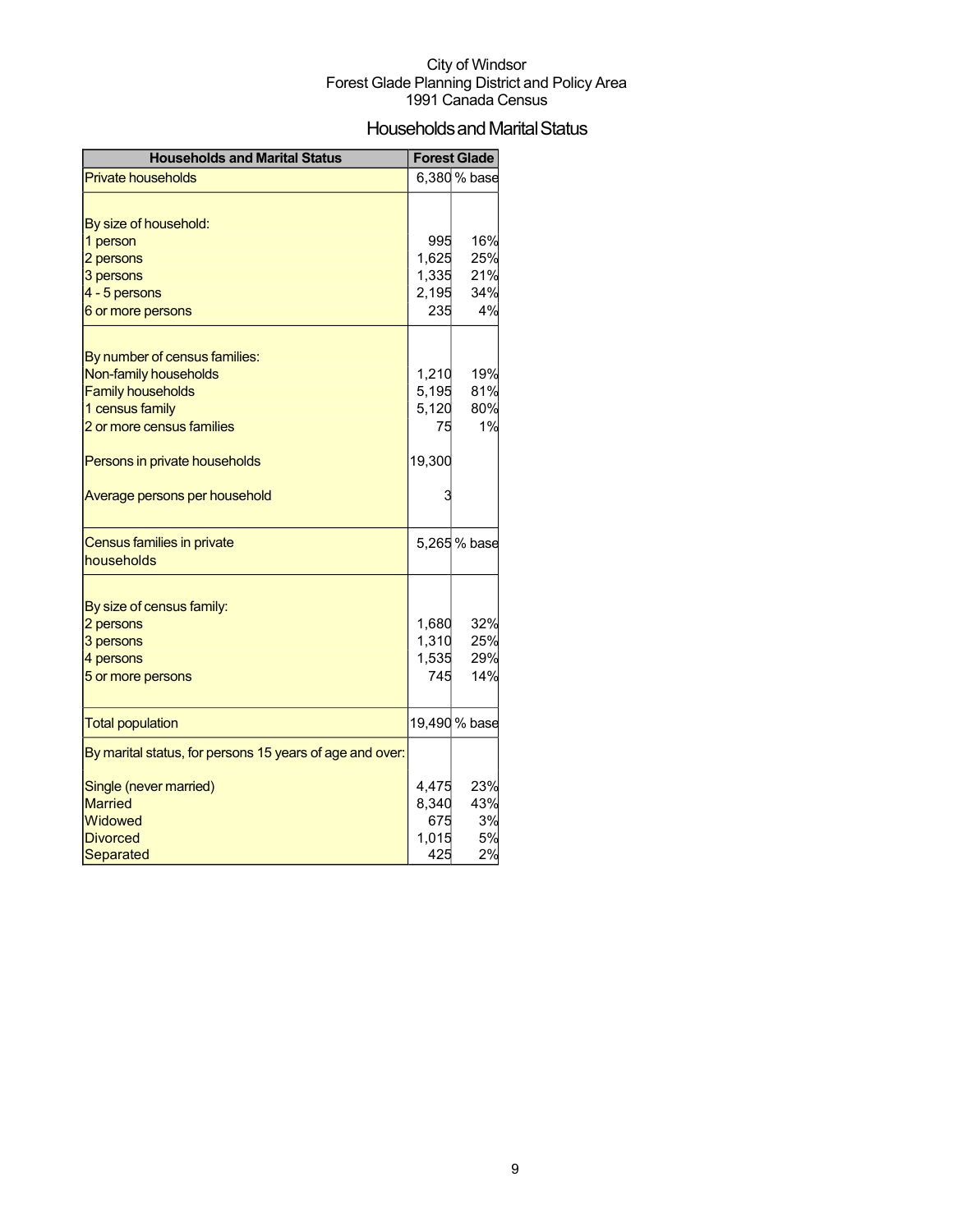City of Windsor
Forest Glade Planning District and Policy Area
1991 Canada Census

# Households and Marital Status

| Households and Marital Status | Forest Glade | |
|---|---|---|
| Private households | 6,380 | % base |
| | | |
| By size of household: | | |
| 1 person | 995 | 16% |
| 2 persons | 1,625 | 25% |
| 3 persons | 1,335 | 21% |
| 4 - 5 persons | 2,195 | 34% |
| 6 or more persons | 235 | 4% |
| | | |
| By number of census families: | | |
| Non-family households | 1,210 | 19% |
| Family households | 5,195 | 81% |
| 1 census family | 5,120 | 80% |
| 2 or more census families | 75 | 1% |
| | | |
| Persons in private households | 19,300 | |
| | | |
| Average persons per household | 3 | |
| | | |
| Census families in private households | 5,265 | % base |
| | | |
| By size of census family: | | |
| 2 persons | 1,680 | 32% |
| 3 persons | 1,310 | 25% |
| 4 persons | 1,535 | 29% |
| 5 or more persons | 745 | 14% |
| | | |
| Total population | 19,490 | % base |
| By marital status, for persons 15 years of age and over: | | |
| Single (never married) | 4,475 | 23% |
| Married | 8,340 | 43% |
| Widowed | 675 | 3% |
| Divorced | 1,015 | 5% |
| Separated | 425 | 2% |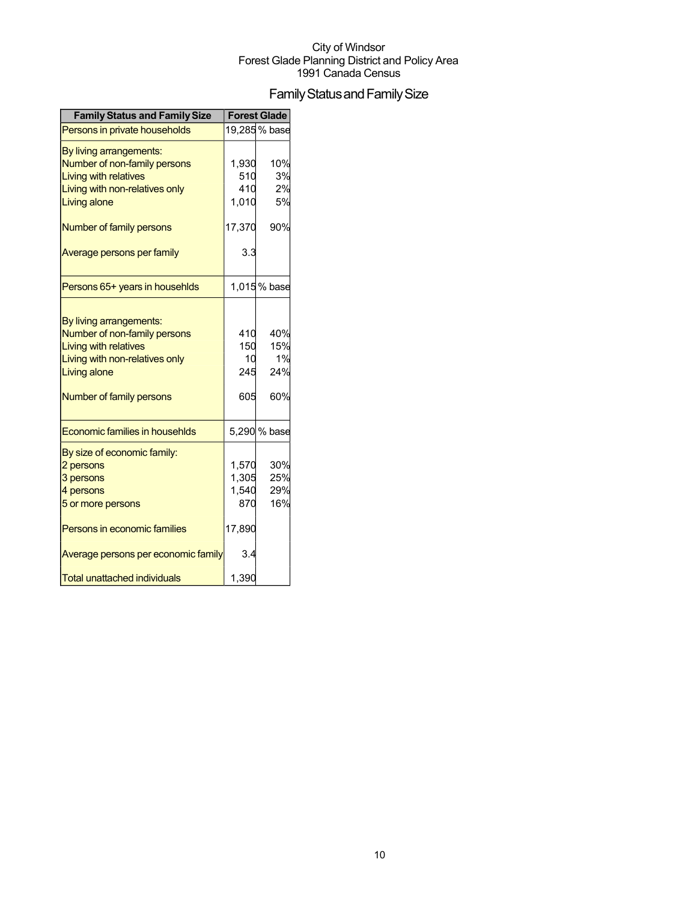City of Windsor
Forest Glade Planning District and Policy Area
1991 Canada Census

# Family Status and Family Size

| Family Status and Family Size | Forest Glade | |
|---|---|---|
| Persons in private households | 19,285 | % base |
| By living arrangements: | | |
| Number of non-family persons | 1,930 | 10% |
| Living with relatives | 510 | 3% |
| Living with non-relatives only | 410 | 2% |
| Living alone | 1,010 | 5% |
| Number of family persons | 17,370 | 90% |
| Average persons per family | 3.3 | |
| Persons 65+ years in househlds | 1,015 | % base |
| By living arrangements: | | |
| Number of non-family persons | 410 | 40% |
| Living with relatives | 150 | 15% |
| Living with non-relatives only | 10 | 1% |
| Living alone | 245 | 24% |
| Number of family persons | 605 | 60% |
| Economic families in househlds | 5,290 | % base |
| By size of economic family: | | |
| 2 persons | 1,570 | 30% |
| 3 persons | 1,305 | 25% |
| 4 persons | 1,540 | 29% |
| 5 or more persons | 870 | 16% |
| Persons in economic families | 17,890 | |
| Average persons per economic family | 3.4 | |
| Total unattached individuals | 1,390 | |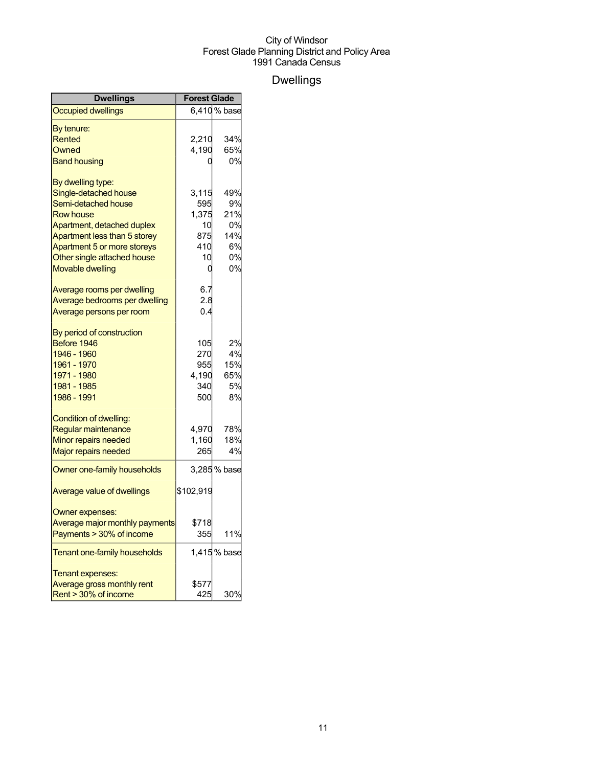City of Windsor
Forest Glade Planning District and Policy Area
1991 Canada Census

# Dwellings

| Dwellings | Forest Glade | |
|---|---|---|
| Occupied dwellings | 6,410 | % base |
| By tenure: | | |
| Rented | 2,210 | 34% |
| Owned | 4,190 | 65% |
| Band housing | 0 | 0% |
| By dwelling type: | | |
| Single-detached house | 3,115 | 49% |
| Semi-detached house | 595 | 9% |
| Row house | 1,375 | 21% |
| Apartment, detached duplex | 10 | 0% |
| Apartment less than 5 storey | 875 | 14% |
| Apartment 5 or more storeys | 410 | 6% |
| Other single attached house | 10 | 0% |
| Movable dwelling | 0 | 0% |
| Average rooms per dwelling | 6.7 | |
| Average bedrooms per dwelling | 2.8 | |
| Average persons per room | 0.4 | |
| By period of construction | | |
| Before 1946 | 105 | 2% |
| 1946 - 1960 | 270 | 4% |
| 1961 - 1970 | 955 | 15% |
| 1971 - 1980 | 4,190 | 65% |
| 1981 - 1985 | 340 | 5% |
| 1986 - 1991 | 500 | 8% |
| Condition of dwelling: | | |
| Regular maintenance | 4,970 | 78% |
| Minor repairs needed | 1,160 | 18% |
| Major repairs needed | 265 | 4% |
| Owner one-family households | 3,285 | % base |
| Average value of dwellings | $102,919 | |
| Owner expenses: | | |
| Average major monthly payments | $718 | |
| Payments > 30% of income | 355 | 11% |
| Tenant one-family households | 1,415 | % base |
| Tenant expenses: | | |
| Average gross monthly rent | $577 | |
| Rent > 30% of income | 425 | 30% |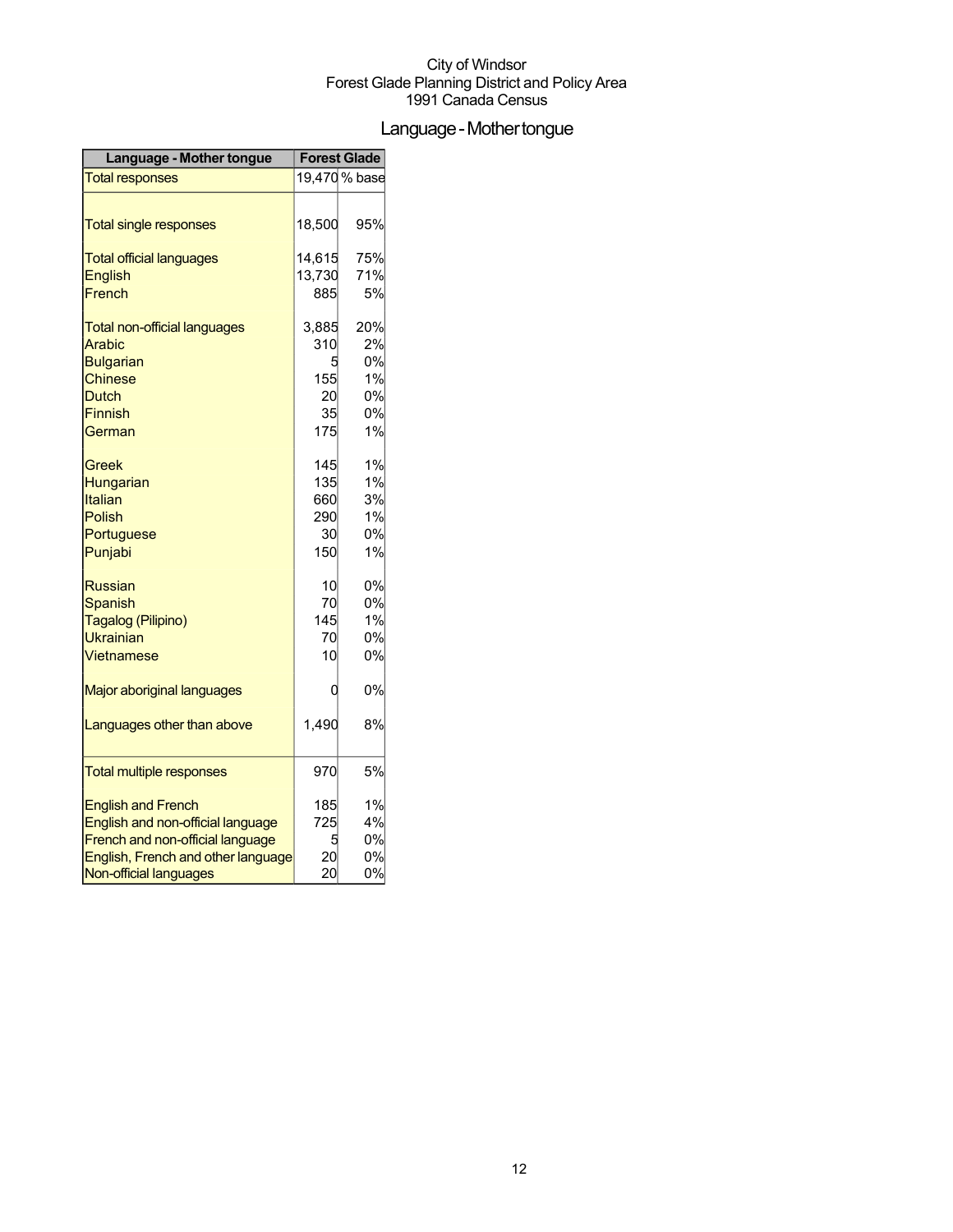City of Windsor
Forest Glade Planning District and Policy Area
1991 Canada Census

# Language - Mother tongue

| Language - Mother tongue | Forest Glade | |
|---|---|---|
| Total responses | 19,470 | % base |
| Total single responses | 18,500 | 95% |
| Total official languages | 14,615 | 75% |
| English | 13,730 | 71% |
| French | 885 | 5% |
| Total non-official languages | 3,885 | 20% |
| Arabic | 310 | 2% |
| Bulgarian | 5 | 0% |
| Chinese | 155 | 1% |
| Dutch | 20 | 0% |
| Finnish | 35 | 0% |
| German | 175 | 1% |
| Greek | 145 | 1% |
| Hungarian | 135 | 1% |
| Italian | 660 | 3% |
| Polish | 290 | 1% |
| Portuguese | 30 | 0% |
| Punjabi | 150 | 1% |
| Russian | 10 | 0% |
| Spanish | 70 | 0% |
| Tagalog (Pilipino) | 145 | 1% |
| Ukrainian | 70 | 0% |
| Vietnamese | 10 | 0% |
| Major aboriginal languages | 0 | 0% |
| Languages other than above | 1,490 | 8% |
| Total multiple responses | 970 | 5% |
| English and French | 185 | 1% |
| English and non-official language | 725 | 4% |
| French and non-official language | 5 | 0% |
| English, French and other language | 20 | 0% |
| Non-official languages | 20 | 0% |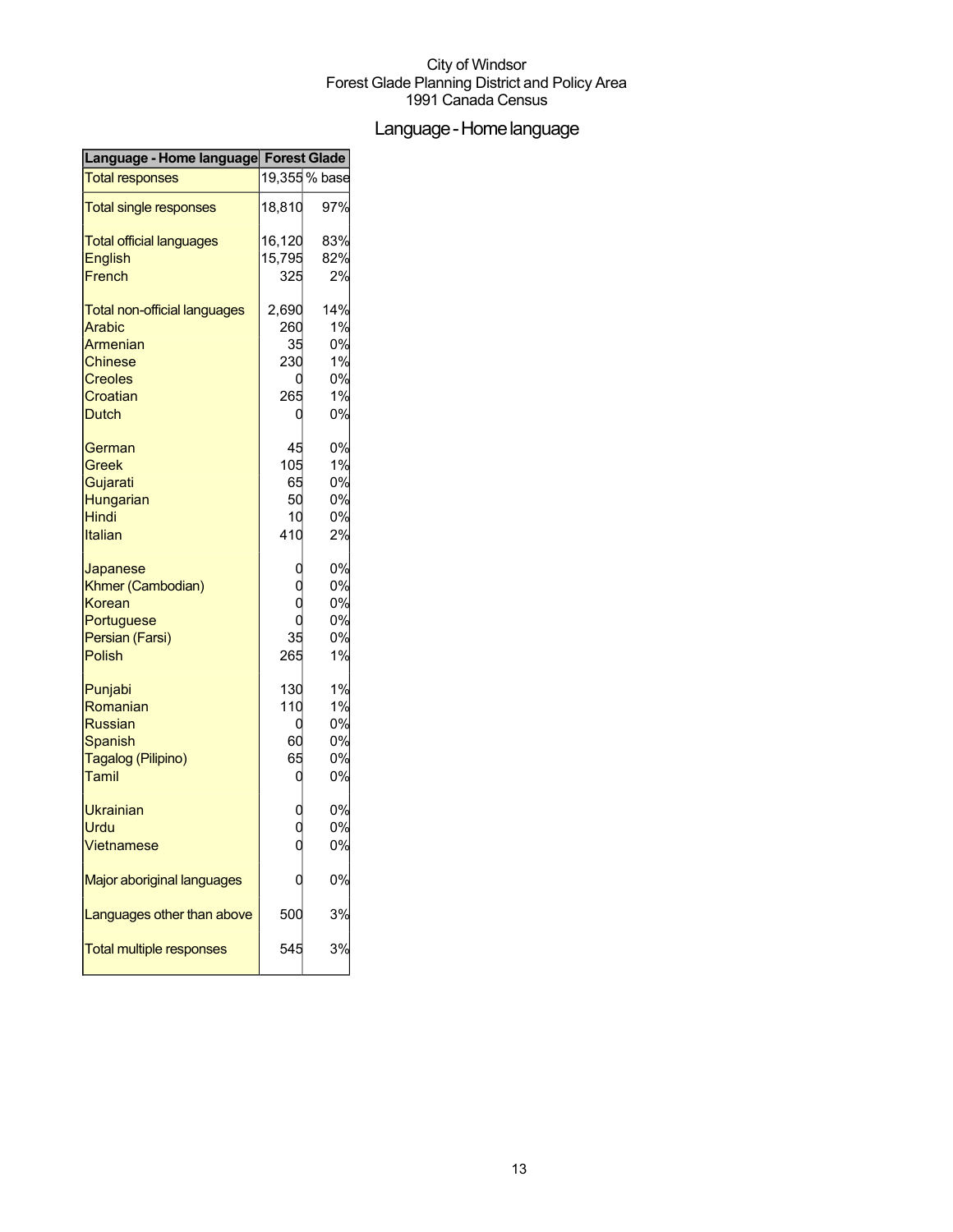City of Windsor
Forest Glade Planning District and Policy Area
1991 Canada Census

# Language - Home language

| Language - Home language | Forest Glade | |
|---|---|---|
| Total responses | 19,355 | % base |
| Total single responses | 18,810 | 97% |
| Total official languages | 16,120 | 83% |
| English | 15,795 | 82% |
| French | 325 | 2% |
| Total non-official languages | 2,690 | 14% |
| Arabic | 260 | 1% |
| Armenian | 35 | 0% |
| Chinese | 230 | 1% |
| Creoles | 0 | 0% |
| Croatian | 265 | 1% |
| Dutch | 0 | 0% |
| German | 45 | 0% |
| Greek | 105 | 1% |
| Gujarati | 65 | 0% |
| Hungarian | 50 | 0% |
| Hindi | 10 | 0% |
| Italian | 410 | 2% |
| Japanese | 0 | 0% |
| Khmer (Cambodian) | 0 | 0% |
| Korean | 0 | 0% |
| Portuguese | 0 | 0% |
| Persian (Farsi) | 35 | 0% |
| Polish | 265 | 1% |
| Punjabi | 130 | 1% |
| Romanian | 110 | 1% |
| Russian | 0 | 0% |
| Spanish | 60 | 0% |
| Tagalog (Pilipino) | 65 | 0% |
| Tamil | 0 | 0% |
| Ukrainian | 0 | 0% |
| Urdu | 0 | 0% |
| Vietnamese | 0 | 0% |
| Major aboriginal languages | 0 | 0% |
| Languages other than above | 500 | 3% |
| Total multiple responses | 545 | 3% |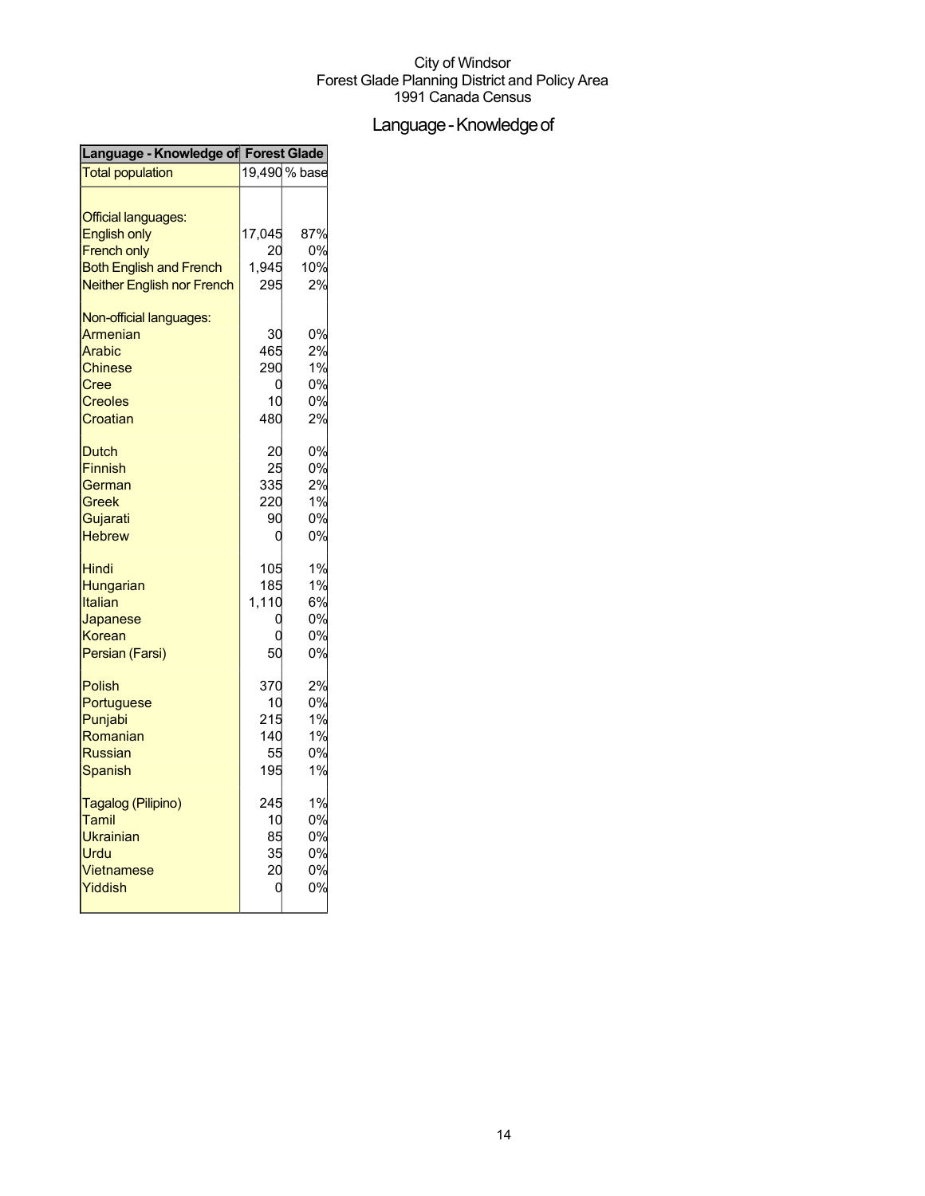City of Windsor
Forest Glade Planning District and Policy Area
1991 Canada Census

# Language - Knowledge of

| Language - Knowledge of | Forest Glade | |
|---|---|---|
| Total population | 19,490 | % base |
| | | |
| Official languages: | | |
| English only | 17,045 | 87% |
| French only | 20 | 0% |
| Both English and French | 1,945 | 10% |
| Neither English nor French | 295 | 2% |
| | | |
| Non-official languages: | | |
| Armenian | 30 | 0% |
| Arabic | 465 | 2% |
| Chinese | 290 | 1% |
| Cree | 0 | 0% |
| Creoles | 10 | 0% |
| Croatian | 480 | 2% |
| | | |
| Dutch | 20 | 0% |
| Finnish | 25 | 0% |
| German | 335 | 2% |
| Greek | 220 | 1% |
| Gujarati | 90 | 0% |
| Hebrew | 0 | 0% |
| | | |
| Hindi | 105 | 1% |
| Hungarian | 185 | 1% |
| Italian | 1,110 | 6% |
| Japanese | 0 | 0% |
| Korean | 0 | 0% |
| Persian (Farsi) | 50 | 0% |
| | | |
| Polish | 370 | 2% |
| Portuguese | 10 | 0% |
| Punjabi | 215 | 1% |
| Romanian | 140 | 1% |
| Russian | 55 | 0% |
| Spanish | 195 | 1% |
| | | |
| Tagalog (Pilipino) | 245 | 1% |
| Tamil | 10 | 0% |
| Ukrainian | 85 | 0% |
| Urdu | 35 | 0% |
| Vietnamese | 20 | 0% |
| Yiddish | 0 | 0% |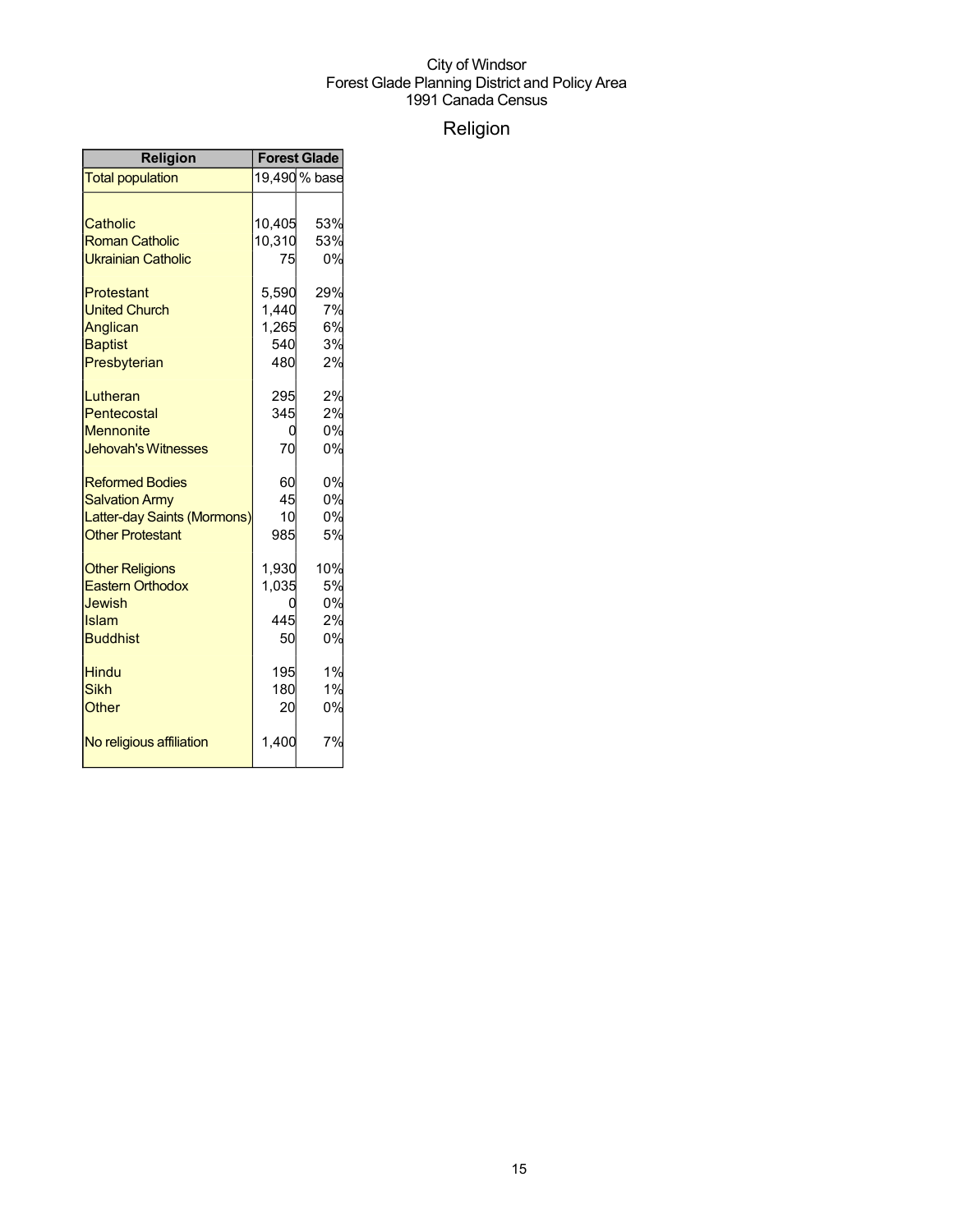City of Windsor
Forest Glade Planning District and Policy Area
1991 Canada Census

# Religion

| Religion | Forest Glade | |
|---|---|---|
| Total population | 19,490 | % base |
| | | |
| Catholic | 10,405 | 53% |
| Roman Catholic | 10,310 | 53% |
| Ukrainian Catholic | 75 | 0% |
| | | |
| Protestant | 5,590 | 29% |
| United Church | 1,440 | 7% |
| Anglican | 1,265 | 6% |
| Baptist | 540 | 3% |
| Presbyterian | 480 | 2% |
| | | |
| Lutheran | 295 | 2% |
| Pentecostal | 345 | 2% |
| Mennonite | 0 | 0% |
| Jehovah's Witnesses | 70 | 0% |
| | | |
| Reformed Bodies | 60 | 0% |
| Salvation Army | 45 | 0% |
| Latter-day Saints (Mormons) | 10 | 0% |
| Other Protestant | 985 | 5% |
| | | |
| Other Religions | 1,930 | 10% |
| Eastern Orthodox | 1,035 | 5% |
| Jewish | 0 | 0% |
| Islam | 445 | 2% |
| Buddhist | 50 | 0% |
| | | |
| Hindu | 195 | 1% |
| Sikh | 180 | 1% |
| Other | 20 | 0% |
| | | |
| No religious affiliation | 1,400 | 7% |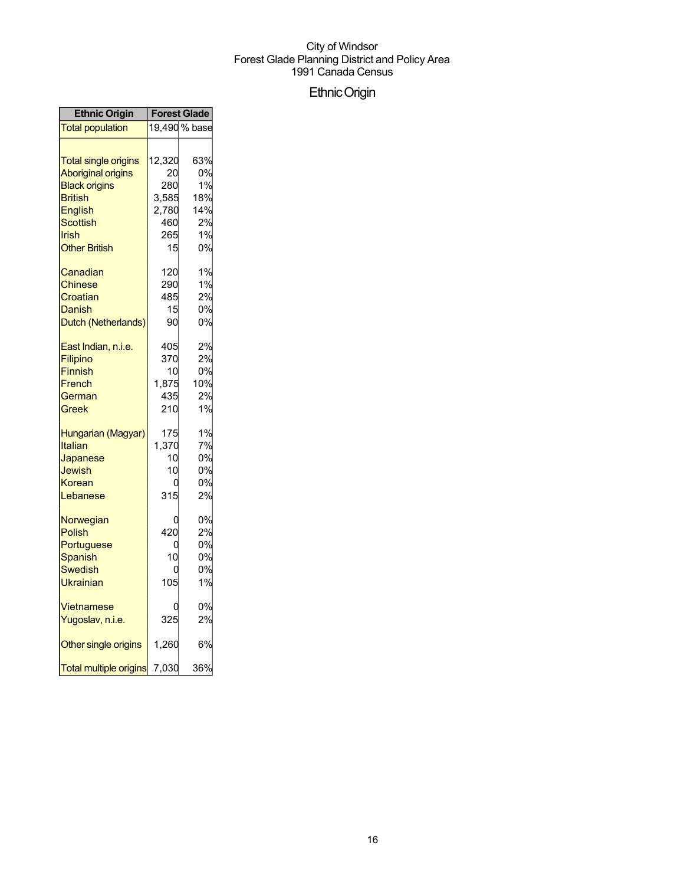City of Windsor
Forest Glade Planning District and Policy Area
1991 Canada Census

# Ethnic Origin

| Ethnic Origin | Forest Glade | |
|---|---|---|
| Total population | 19,490 | % base |
| | | |
| Total single origins | 12,320 | 63% |
| Aboriginal origins | 20 | 0% |
| Black origins | 280 | 1% |
| British | 3,585 | 18% |
| English | 2,780 | 14% |
| Scottish | 460 | 2% |
| Irish | 265 | 1% |
| Other British | 15 | 0% |
| | | |
| Canadian | 120 | 1% |
| Chinese | 290 | 1% |
| Croatian | 485 | 2% |
| Danish | 15 | 0% |
| Dutch (Netherlands) | 90 | 0% |
| | | |
| East Indian, n.i.e. | 405 | 2% |
| Filipino | 370 | 2% |
| Finnish | 10 | 0% |
| French | 1,875 | 10% |
| German | 435 | 2% |
| Greek | 210 | 1% |
| | | |
| Hungarian (Magyar) | 175 | 1% |
| Italian | 1,370 | 7% |
| Japanese | 10 | 0% |
| Jewish | 10 | 0% |
| Korean | 0 | 0% |
| Lebanese | 315 | 2% |
| | | |
| Norwegian | 0 | 0% |
| Polish | 420 | 2% |
| Portuguese | 0 | 0% |
| Spanish | 10 | 0% |
| Swedish | 0 | 0% |
| Ukrainian | 105 | 1% |
| | | |
| Vietnamese | 0 | 0% |
| Yugoslav, n.i.e. | 325 | 2% |
| | | |
| Other single origins | 1,260 | 6% |
| | | |
| Total multiple origins | 7,030 | 36% |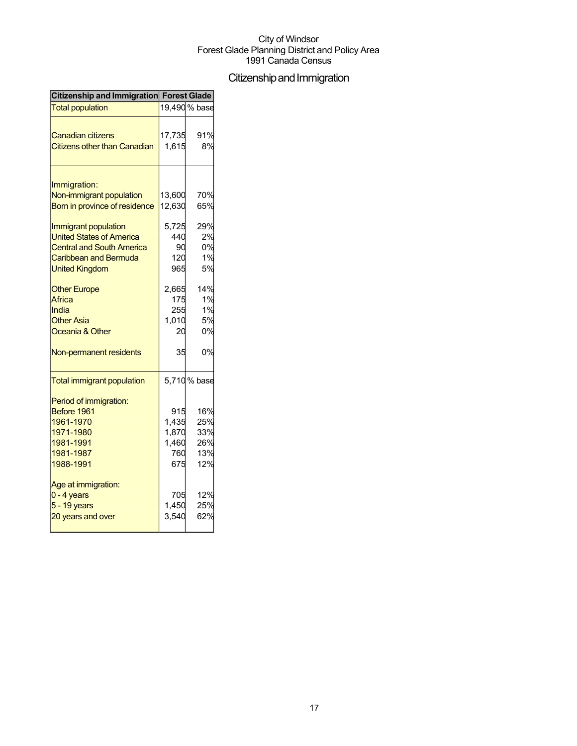City of Windsor
Forest Glade Planning District and Policy Area
1991 Canada Census

# Citizenship and Immigration

| Citizenship and Immigration | Forest Glade | |
|---|---|---|
| Total population | 19,490 | % base |
| Canadian citizens | 17,735 | 91% |
| Citizens other than Canadian | 1,615 | 8% |
| Immigration: | | |
| Non-immigrant population | 13,600 | 70% |
| Born in province of residence | 12,630 | 65% |
| Immigrant population | 5,725 | 29% |
| United States of America | 440 | 2% |
| Central and South America | 90 | 0% |
| Caribbean and Bermuda | 120 | 1% |
| United Kingdom | 965 | 5% |
| Other Europe | 2,665 | 14% |
| Africa | 175 | 1% |
| India | 255 | 1% |
| Other Asia | 1,010 | 5% |
| Oceania & Other | 20 | 0% |
| Non-permanent residents | 35 | 0% |
| Total immigrant population | 5,710 | % base |
| Period of immigration: | | |
| Before 1961 | 915 | 16% |
| 1961-1970 | 1,435 | 25% |
| 1971-1980 | 1,870 | 33% |
| 1981-1991 | 1,460 | 26% |
| 1981-1987 | 760 | 13% |
| 1988-1991 | 675 | 12% |
| Age at immigration: | | |
| 0 - 4 years | 705 | 12% |
| 5 - 19 years | 1,450 | 25% |
| 20 years and over | 3,540 | 62% |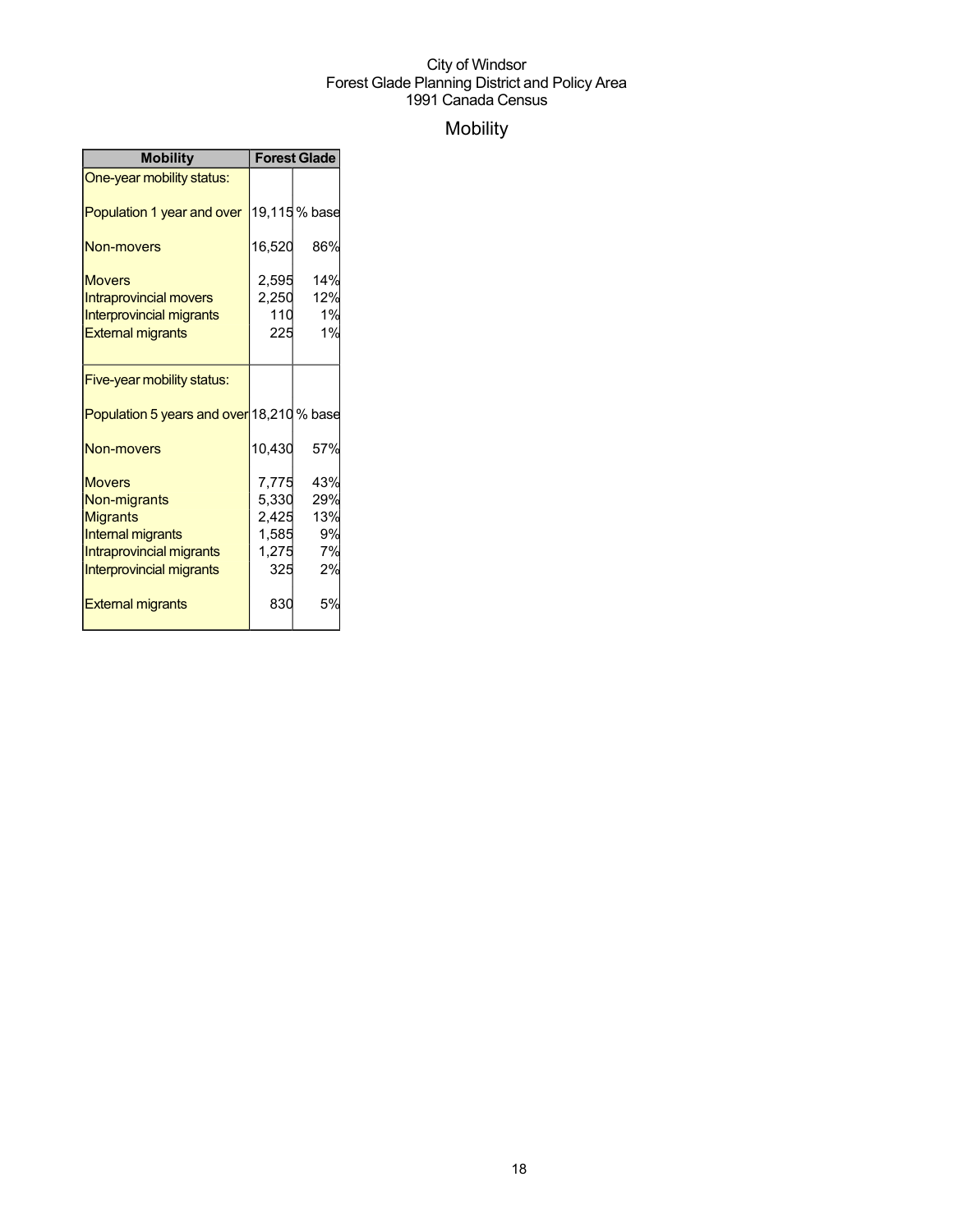City of Windsor
Forest Glade Planning District and Policy Area
1991 Canada Census

# Mobility

| Mobility | Forest Glade | |
|---|---|---|
| One-year mobility status: | | |
| Population 1 year and over | 19,115 | % base |
| Non-movers | 16,520 | 86% |
| Movers | 2,595 | 14% |
| Intraprovincial movers | 2,250 | 12% |
| Interprovincial migrants | 110 | 1% |
| External migrants | 225 | 1% |
| Five-year mobility status: | | |
| Population 5 years and over | 18,210 | % base |
| Non-movers | 10,430 | 57% |
| Movers | 7,775 | 43% |
| Non-migrants | 5,330 | 29% |
| Migrants | 2,425 | 13% |
| Internal migrants | 1,585 | 9% |
| Intraprovincial migrants | 1,275 | 7% |
| Interprovincial migrants | 325 | 2% |
| External migrants | 830 | 5% |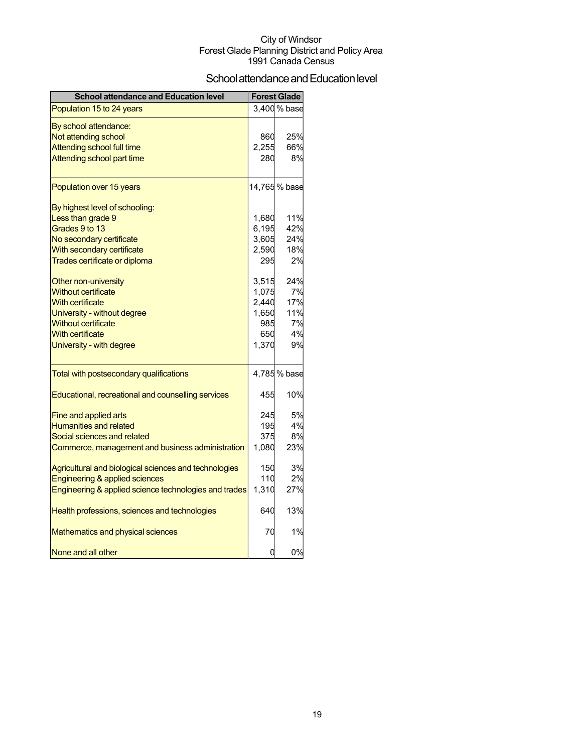City of Windsor
Forest Glade Planning District and Policy Area
1991 Canada Census

# School attendance and Education level

| School attendance and Education level | Forest Glade | |
|---|---|---|
| Population 15 to 24 years | 3,400 | % base |
| By school attendance: | | |
| Not attending school | 860 | 25% |
| Attending school full time | 2,255 | 66% |
| Attending school part time | 280 | 8% |
| Population over 15 years | 14,765 | % base |
| By highest level of schooling: | | |
| Less than grade 9 | 1,680 | 11% |
| Grades 9 to 13 | 6,195 | 42% |
| No secondary certificate | 3,605 | 24% |
| With secondary certificate | 2,590 | 18% |
| Trades certificate or diploma | 295 | 2% |
| Other non-university | 3,515 | 24% |
| Without certificate | 1,075 | 7% |
| With certificate | 2,440 | 17% |
| University - without degree | 1,650 | 11% |
| Without certificate | 985 | 7% |
| With certificate | 650 | 4% |
| University - with degree | 1,370 | 9% |
| Total with postsecondary qualifications | 4,785 | % base |
| Educational, recreational and counselling services | 455 | 10% |
| Fine and applied arts | 245 | 5% |
| Humanities and related | 195 | 4% |
| Social sciences and related | 375 | 8% |
| Commerce, management and business administration | 1,080 | 23% |
| Agricultural and biological sciences and technologies | 150 | 3% |
| Engineering & applied sciences | 110 | 2% |
| Engineering & applied science technologies and trades | 1,310 | 27% |
| Health professions, sciences and technologies | 640 | 13% |
| Mathematics and physical sciences | 70 | 1% |
| None and all other | 0 | 0% |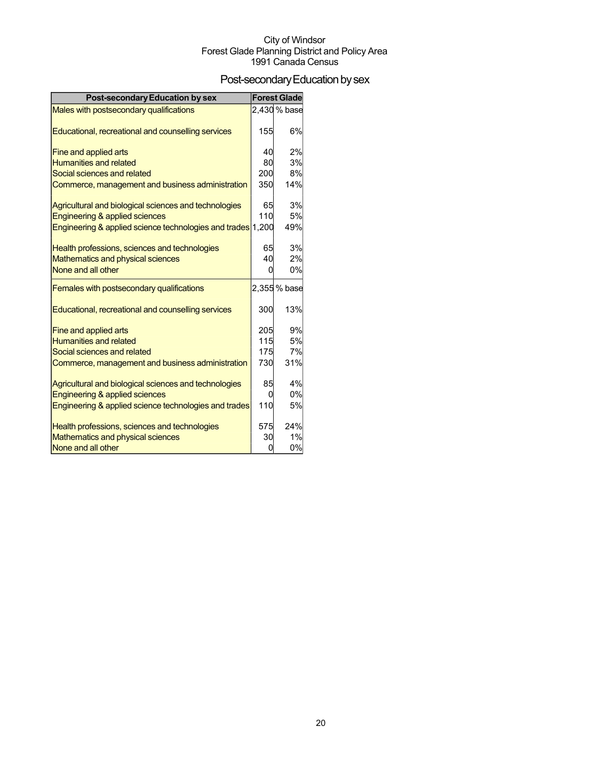City of Windsor
Forest Glade Planning District and Policy Area
1991 Canada Census

# Post-secondary Education by sex

| Post-secondary Education by sex | Forest Glade | |
|---|---|---|
| Males with postsecondary qualifications | 2,430 | % base |
| Educational, recreational and counselling services | 155 | 6% |
| Fine and applied arts | 40 | 2% |
| Humanities and related | 80 | 3% |
| Social sciences and related | 200 | 8% |
| Commerce, management and business administration | 350 | 14% |
| Agricultural and biological sciences and technologies | 65 | 3% |
| Engineering & applied sciences | 110 | 5% |
| Engineering & applied science technologies and trades | 1,200 | 49% |
| Health professions, sciences and technologies | 65 | 3% |
| Mathematics and physical sciences | 40 | 2% |
| None and all other | 0 | 0% |
| Females with postsecondary qualifications | 2,355 | % base |
| Educational, recreational and counselling services | 300 | 13% |
| Fine and applied arts | 205 | 9% |
| Humanities and related | 115 | 5% |
| Social sciences and related | 175 | 7% |
| Commerce, management and business administration | 730 | 31% |
| Agricultural and biological sciences and technologies | 85 | 4% |
| Engineering & applied sciences | 0 | 0% |
| Engineering & applied science technologies and trades | 110 | 5% |
| Health professions, sciences and technologies | 575 | 24% |
| Mathematics and physical sciences | 30 | 1% |
| None and all other | 0 | 0% |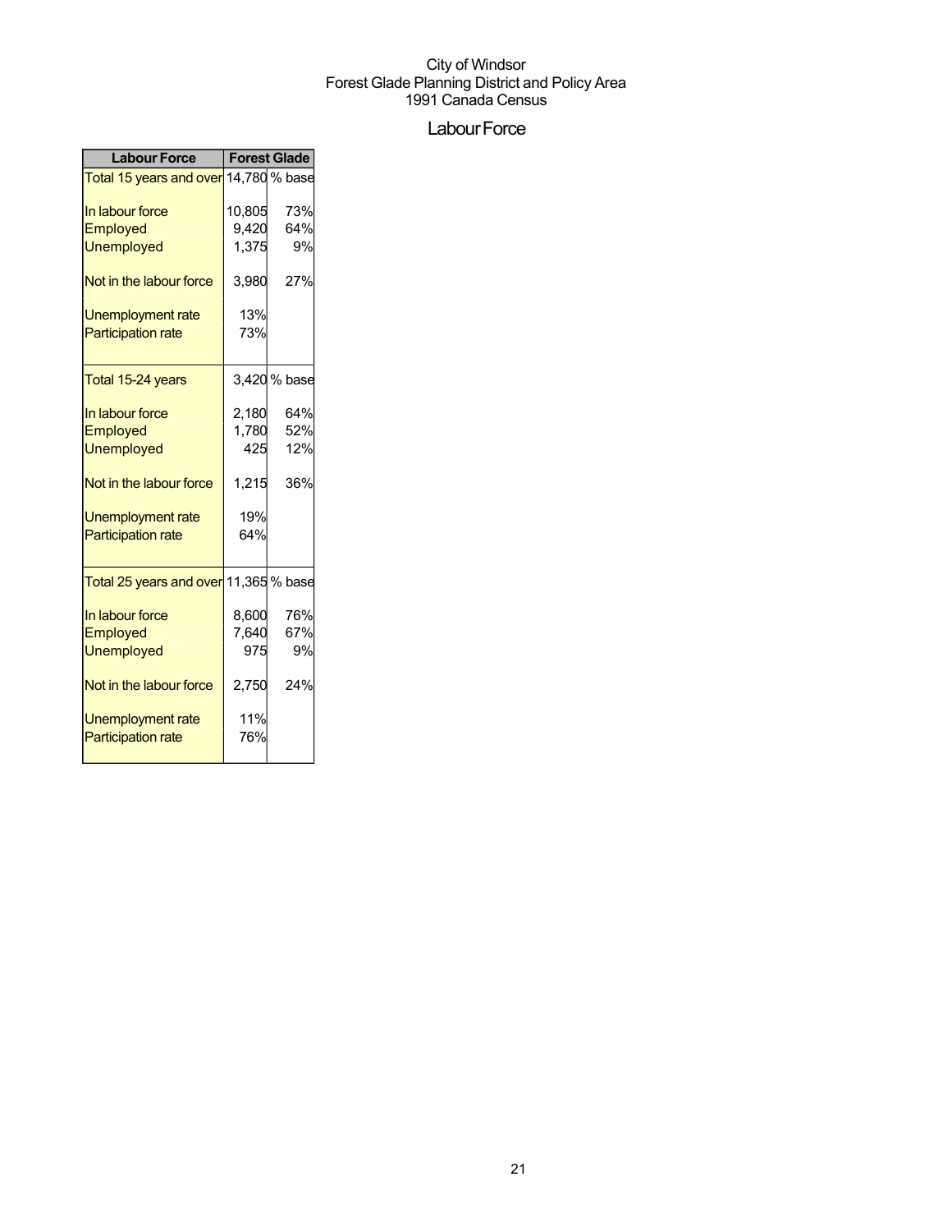City of Windsor
Forest Glade Planning District and Policy Area
1991 Canada Census

# Labour Force

| Labour Force | Forest Glade | |
|---|---|---|
| Total 15 years and over | 14,780 | % base |
| In labour force | 10,805 | 73% |
| Employed | 9,420 | 64% |
| Unemployed | 1,375 | 9% |
| Not in the labour force | 3,980 | 27% |
| Unemployment rate | 13% | |
| Participation rate | 73% | |
| Total 15-24 years | 3,420 | % base |
| In labour force | 2,180 | 64% |
| Employed | 1,780 | 52% |
| Unemployed | 425 | 12% |
| Not in the labour force | 1,215 | 36% |
| Unemployment rate | 19% | |
| Participation rate | 64% | |
| Total 25 years and over | 11,365 | % base |
| In labour force | 8,600 | 76% |
| Employed | 7,640 | 67% |
| Unemployed | 975 | 9% |
| Not in the labour force | 2,750 | 24% |
| Unemployment rate | 11% | |
| Participation rate | 76% | |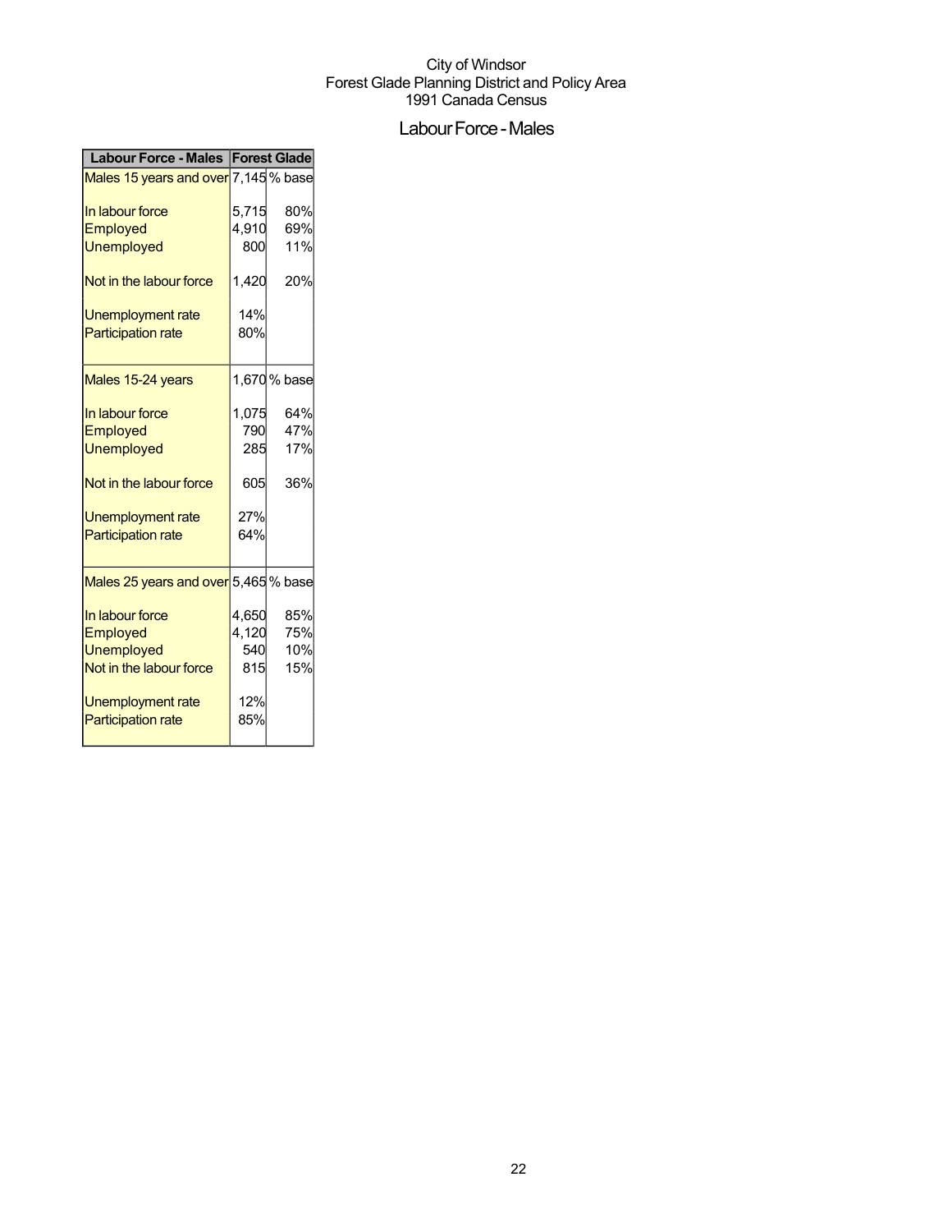City of Windsor
Forest Glade Planning District and Policy Area
1991 Canada Census

## Labour Force - Males

| Labour Force - Males | Forest Glade | |
|---|---|---|
| Males 15 years and over | 7,145 | % base |
| In labour force | 5,715 | 80% |
| Employed | 4,910 | 69% |
| Unemployed | 800 | 11% |
| Not in the labour force | 1,420 | 20% |
| Unemployment rate | 14% | |
| Participation rate | 80% | |
| Males 15-24 years | 1,670 | % base |
| In labour force | 1,075 | 64% |
| Employed | 790 | 47% |
| Unemployed | 285 | 17% |
| Not in the labour force | 605 | 36% |
| Unemployment rate | 27% | |
| Participation rate | 64% | |
| Males 25 years and over | 5,465 | % base |
| In labour force | 4,650 | 85% |
| Employed | 4,120 | 75% |
| Unemployed | 540 | 10% |
| Not in the labour force | 815 | 15% |
| Unemployment rate | 12% | |
| Participation rate | 85% | |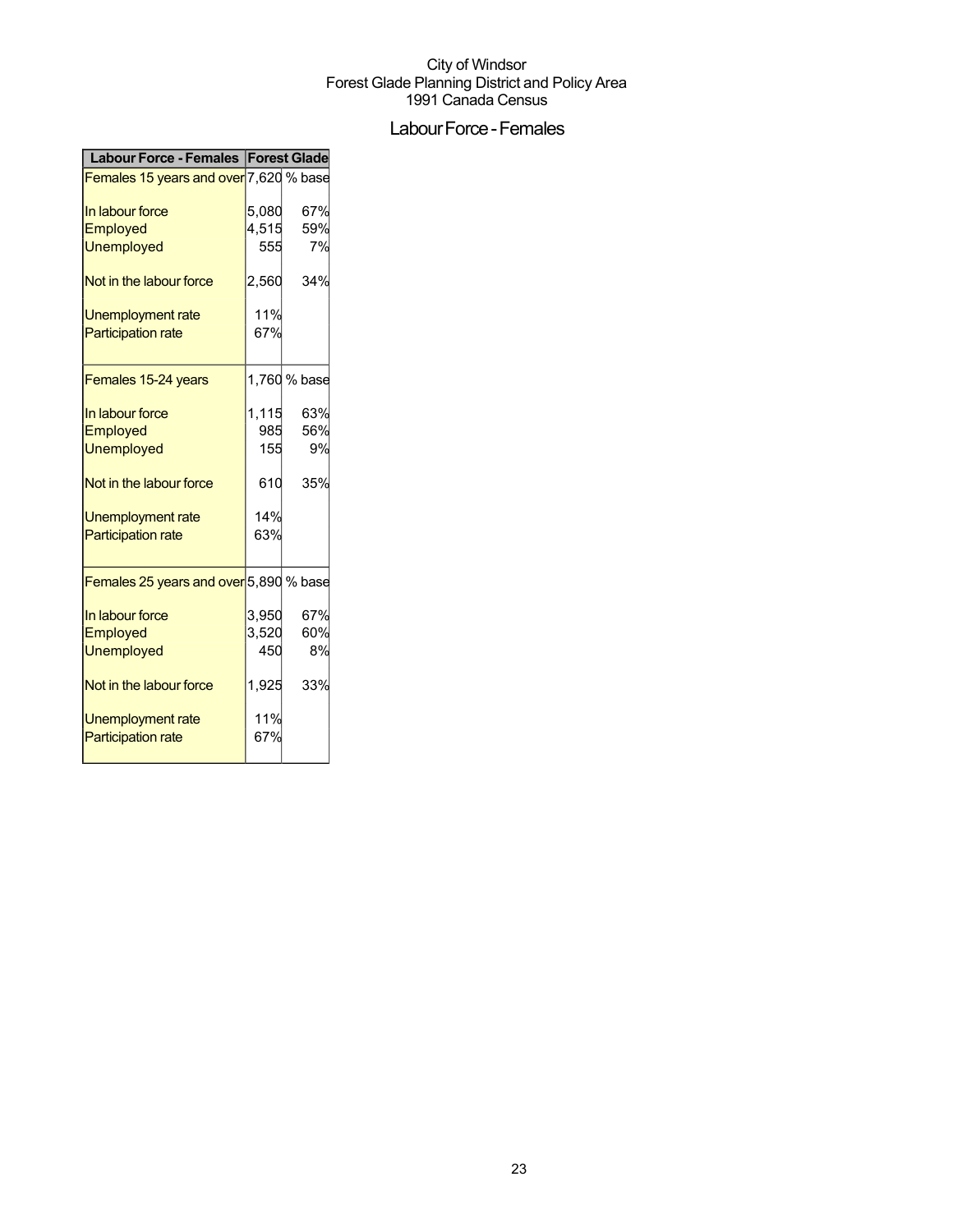City of Windsor
Forest Glade Planning District and Policy Area
1991 Canada Census

# Labour Force - Females

| Labour Force - Females | Forest Glade | |
|---|---|---|
| Females 15 years and over | 7,620 | % base |
| In labour force | 5,080 | 67% |
| Employed | 4,515 | 59% |
| Unemployed | 555 | 7% |
| Not in the labour force | 2,560 | 34% |
| Unemployment rate | 11% | |
| Participation rate | 67% | |
| Females 15-24 years | 1,760 | % base |
| In labour force | 1,115 | 63% |
| Employed | 985 | 56% |
| Unemployed | 155 | 9% |
| Not in the labour force | 610 | 35% |
| Unemployment rate | 14% | |
| Participation rate | 63% | |
| Females 25 years and over | 5,890 | % base |
| In labour force | 3,950 | 67% |
| Employed | 3,520 | 60% |
| Unemployed | 450 | 8% |
| Not in the labour force | 1,925 | 33% |
| Unemployment rate | 11% | |
| Participation rate | 67% | |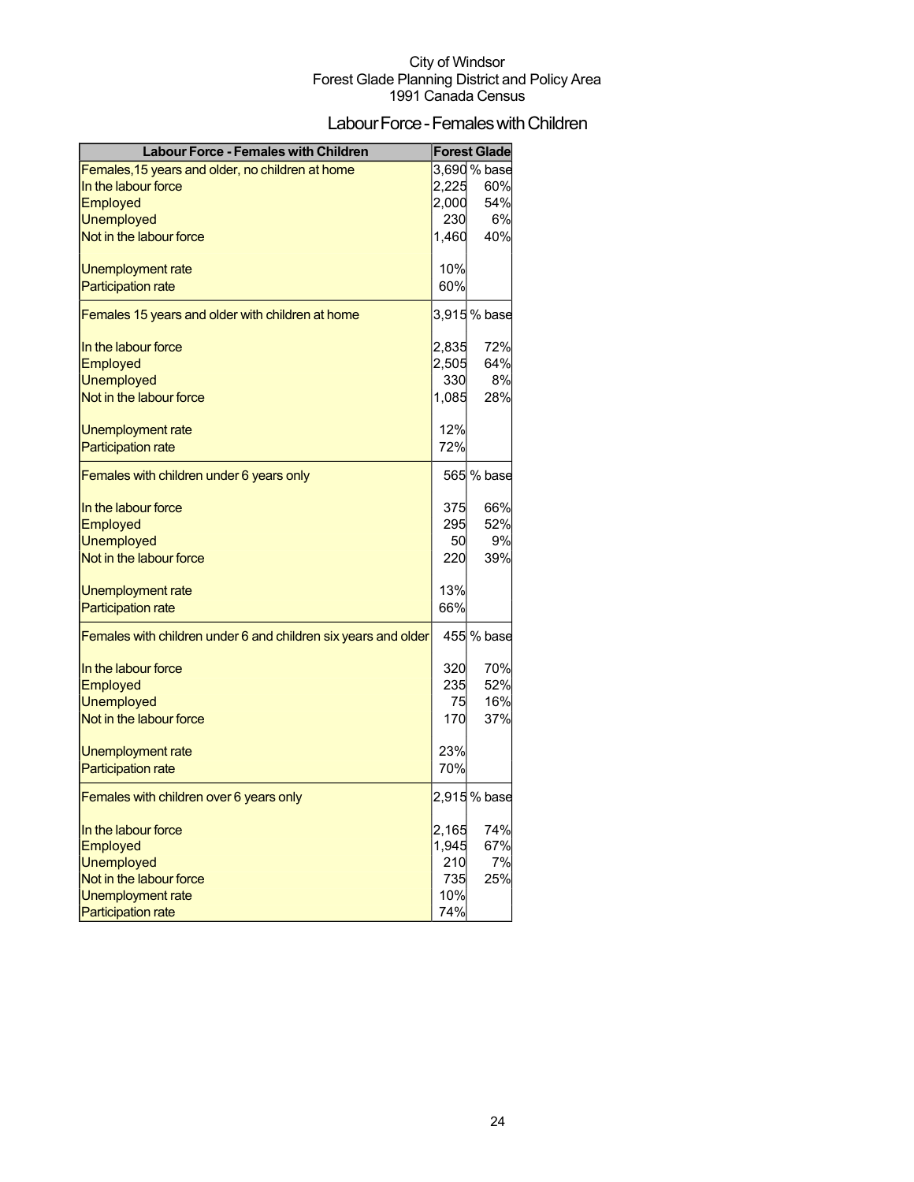City of Windsor
Forest Glade Planning District and Policy Area
1991 Canada Census

# Labour Force - Females with Children

| Labour Force - Females with Children | Forest Glade | |
|---|---|---|
| Females,15 years and older, no children at home | 3,690 | % base |
| In the labour force | 2,225 | 60% |
| Employed | 2,000 | 54% |
| Unemployed | 230 | 6% |
| Not in the labour force | 1,460 | 40% |
| Unemployment rate | 10% | |
| Participation rate | 60% | |
| Females 15 years and older with children at home | 3,915 | % base |
| In the labour force | 2,835 | 72% |
| Employed | 2,505 | 64% |
| Unemployed | 330 | 8% |
| Not in the labour force | 1,085 | 28% |
| Unemployment rate | 12% | |
| Participation rate | 72% | |
| Females with children under 6 years only | 565 | % base |
| In the labour force | 375 | 66% |
| Employed | 295 | 52% |
| Unemployed | 50 | 9% |
| Not in the labour force | 220 | 39% |
| Unemployment rate | 13% | |
| Participation rate | 66% | |
| Females with children under 6 and children six years and older | 455 | % base |
| In the labour force | 320 | 70% |
| Employed | 235 | 52% |
| Unemployed | 75 | 16% |
| Not in the labour force | 170 | 37% |
| Unemployment rate | 23% | |
| Participation rate | 70% | |
| Females with children over 6 years only | 2,915 | % base |
| In the labour force | 2,165 | 74% |
| Employed | 1,945 | 67% |
| Unemployed | 210 | 7% |
| Not in the labour force | 735 | 25% |
| Unemployment rate | 10% | |
| Participation rate | 74% | |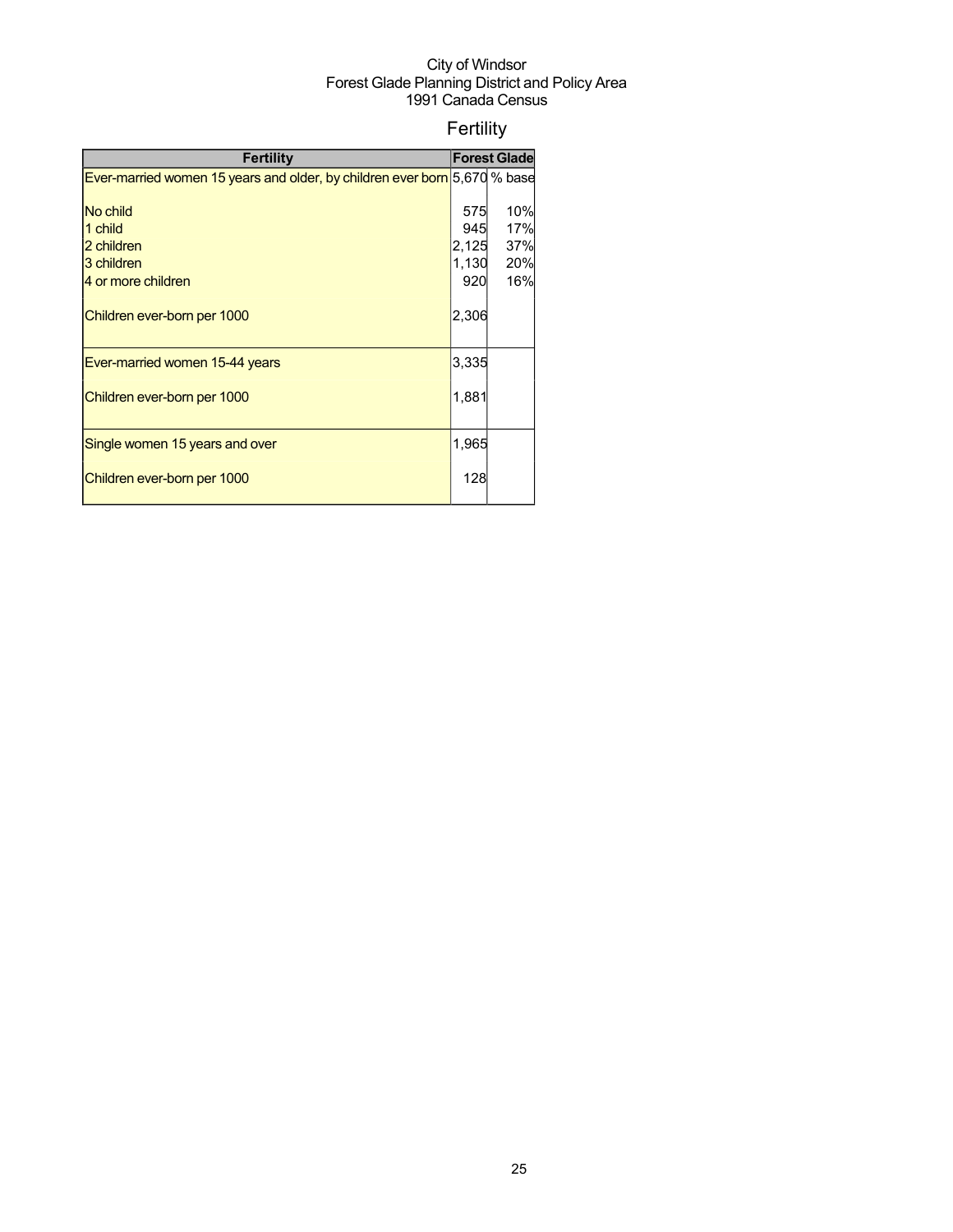City of Windsor
Forest Glade Planning District and Policy Area
1991 Canada Census

# Fertility

| Fertility | Forest Glade | |
|---|---|---|
| Ever-married women 15 years and older, by children ever born | 5,670 | % base |
| No child | 575 | 10% |
| 1 child | 945 | 17% |
| 2 children | 2,125 | 37% |
| 3 children | 1,130 | 20% |
| 4 or more children | 920 | 16% |
| Children ever-born per 1000 | 2,306 | |
| Ever-married women 15-44 years | 3,335 | |
| Children ever-born per 1000 | 1,881 | |
| Single women 15 years and over | 1,965 | |
| Children ever-born per 1000 | 128 | |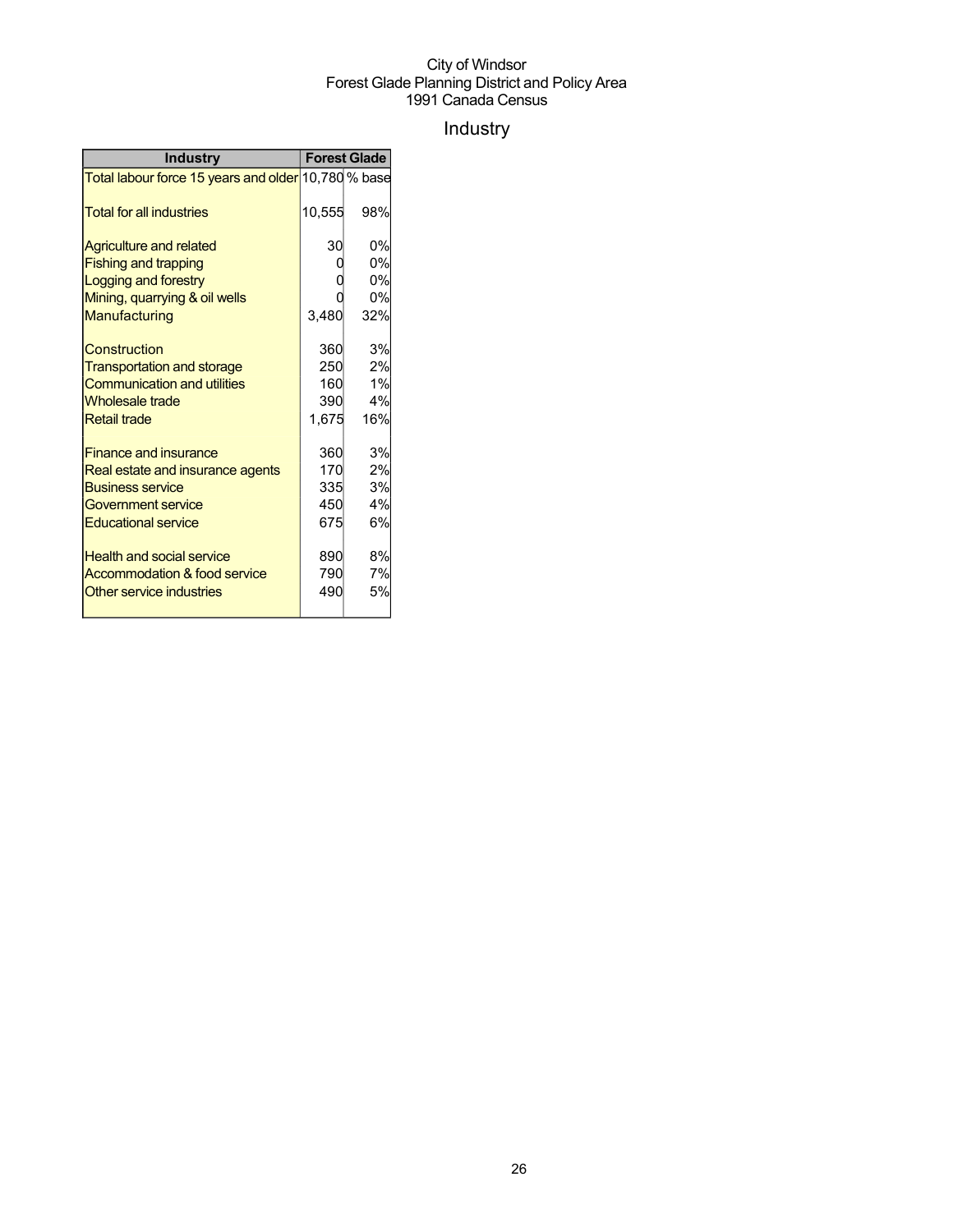City of Windsor
Forest Glade Planning District and Policy Area
1991 Canada Census

# Industry

| Industry | Forest Glade | |
|---|---|---|
| Total labour force 15 years and older | 10,780 | % base |
| Total for all industries | 10,555 | 98% |
| Agriculture and related | 30 | 0% |
| Fishing and trapping | 0 | 0% |
| Logging and forestry | 0 | 0% |
| Mining, quarrying & oil wells | 0 | 0% |
| Manufacturing | 3,480 | 32% |
| Construction | 360 | 3% |
| Transportation and storage | 250 | 2% |
| Communication and utilities | 160 | 1% |
| Wholesale trade | 390 | 4% |
| Retail trade | 1,675 | 16% |
| Finance and insurance | 360 | 3% |
| Real estate and insurance agents | 170 | 2% |
| Business service | 335 | 3% |
| Government service | 450 | 4% |
| Educational service | 675 | 6% |
| Health and social service | 890 | 8% |
| Accommodation & food service | 790 | 7% |
| Other service industries | 490 | 5% |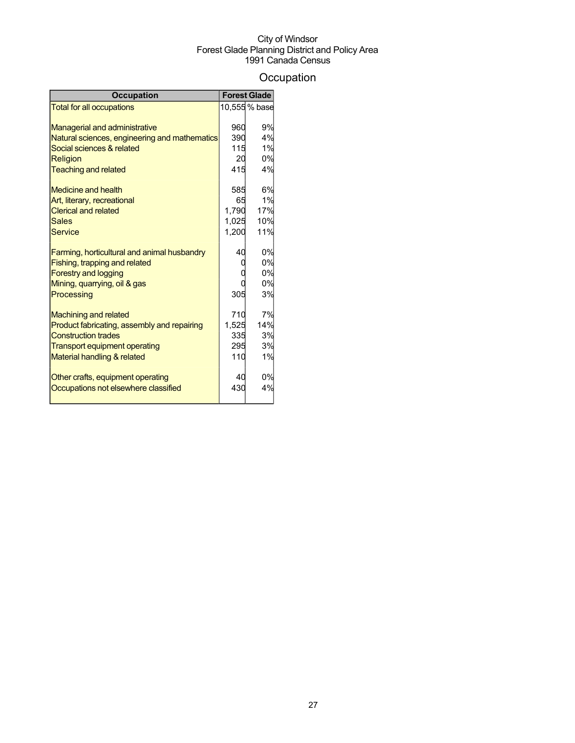City of Windsor
Forest Glade Planning District and Policy Area
1991 Canada Census

# Occupation

| Occupation | Forest Glade | |
|---|---|---|
| Total for all occupations | 10,555 | % base |
| | | |
| Managerial and administrative | 960 | 9% |
| Natural sciences, engineering and mathematics | 390 | 4% |
| Social sciences & related | 115 | 1% |
| Religion | 20 | 0% |
| Teaching and related | 415 | 4% |
| | | |
| Medicine and health | 585 | 6% |
| Art, literary, recreational | 65 | 1% |
| Clerical and related | 1,790 | 17% |
| Sales | 1,025 | 10% |
| Service | 1,200 | 11% |
| | | |
| Farming, horticultural and animal husbandry | 40 | 0% |
| Fishing, trapping and related | 0 | 0% |
| Forestry and logging | 0 | 0% |
| Mining, quarrying, oil & gas | 0 | 0% |
| Processing | 305 | 3% |
| | | |
| Machining and related | 710 | 7% |
| Product fabricating, assembly and repairing | 1,525 | 14% |
| Construction trades | 335 | 3% |
| Transport equipment operating | 295 | 3% |
| Material handling & related | 110 | 1% |
| | | |
| Other crafts, equipment operating | 40 | 0% |
| Occupations not elsewhere classified | 430 | 4% |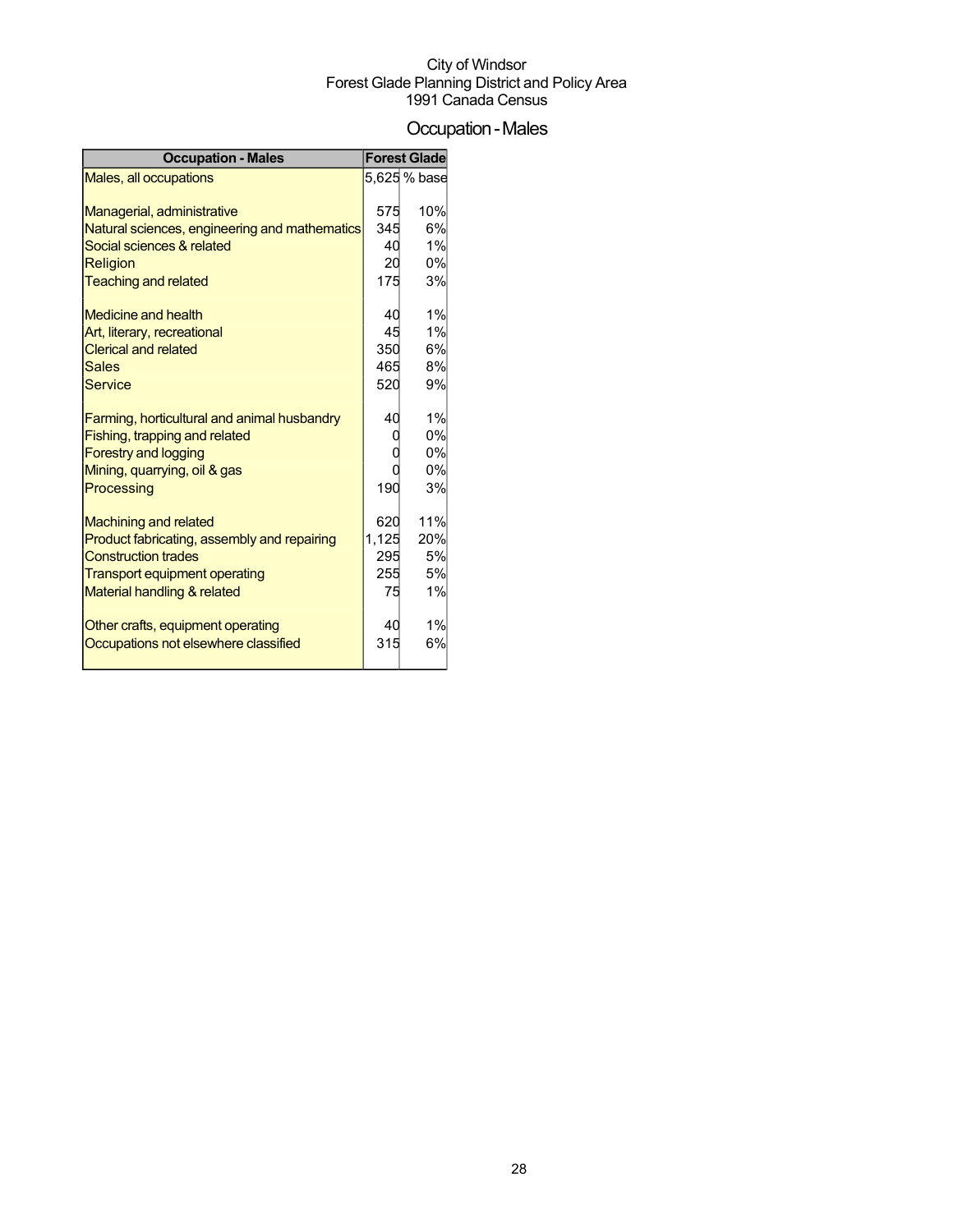City of Windsor
Forest Glade Planning District and Policy Area
1991 Canada Census

# Occupation - Males

| Occupation - Males | Forest Glade | |
|---|---|---|
| Males, all occupations | 5,625 | % base |
| | | |
| Managerial, administrative | 575 | 10% |
| Natural sciences, engineering and mathematics | 345 | 6% |
| Social sciences & related | 40 | 1% |
| Religion | 20 | 0% |
| Teaching and related | 175 | 3% |
| | | |
| Medicine and health | 40 | 1% |
| Art, literary, recreational | 45 | 1% |
| Clerical and related | 350 | 6% |
| Sales | 465 | 8% |
| Service | 520 | 9% |
| | | |
| Farming, horticultural and animal husbandry | 40 | 1% |
| Fishing, trapping and related | 0 | 0% |
| Forestry and logging | 0 | 0% |
| Mining, quarrying, oil & gas | 0 | 0% |
| Processing | 190 | 3% |
| | | |
| Machining and related | 620 | 11% |
| Product fabricating, assembly and repairing | 1,125 | 20% |
| Construction trades | 295 | 5% |
| Transport equipment operating | 255 | 5% |
| Material handling & related | 75 | 1% |
| | | |
| Other crafts, equipment operating | 40 | 1% |
| Occupations not elsewhere classified | 315 | 6% |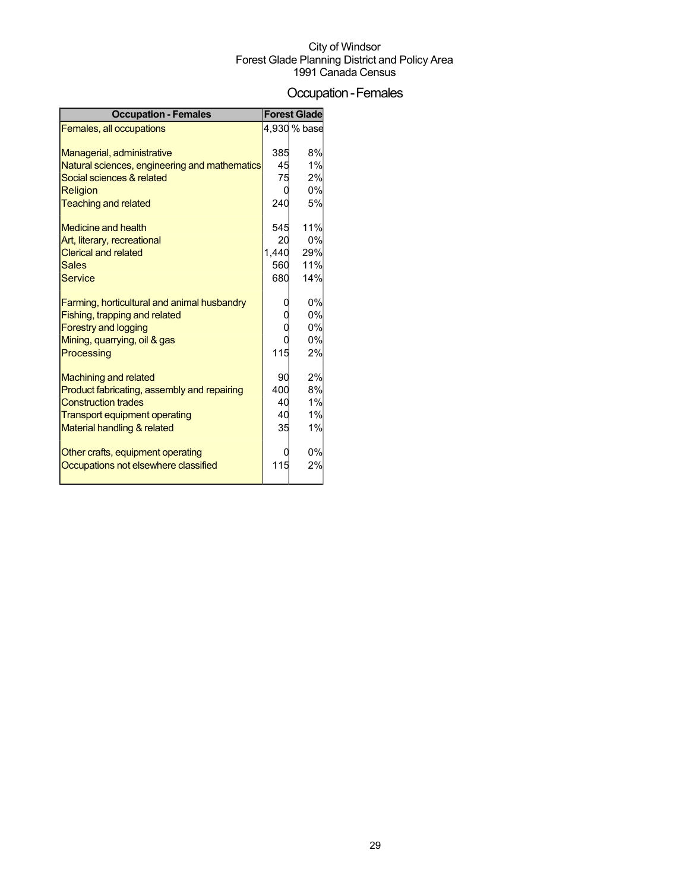City of Windsor
Forest Glade Planning District and Policy Area
1991 Canada Census

# Occupation - Females

| Occupation - Females | Forest Glade | |
|---|---|---|
| Females, all occupations | 4,930 | % base |
| | | |
| Managerial, administrative | 385 | 8% |
| Natural sciences, engineering and mathematics | 45 | 1% |
| Social sciences & related | 75 | 2% |
| Religion | 0 | 0% |
| Teaching and related | 240 | 5% |
| | | |
| Medicine and health | 545 | 11% |
| Art, literary, recreational | 20 | 0% |
| Clerical and related | 1,440 | 29% |
| Sales | 560 | 11% |
| Service | 680 | 14% |
| | | |
| Farming, horticultural and animal husbandry | 0 | 0% |
| Fishing, trapping and related | 0 | 0% |
| Forestry and logging | 0 | 0% |
| Mining, quarrying, oil & gas | 0 | 0% |
| Processing | 115 | 2% |
| | | |
| Machining and related | 90 | 2% |
| Product fabricating, assembly and repairing | 400 | 8% |
| Construction trades | 40 | 1% |
| Transport equipment operating | 40 | 1% |
| Material handling & related | 35 | 1% |
| | | |
| Other crafts, equipment operating | 0 | 0% |
| Occupations not elsewhere classified | 115 | 2% |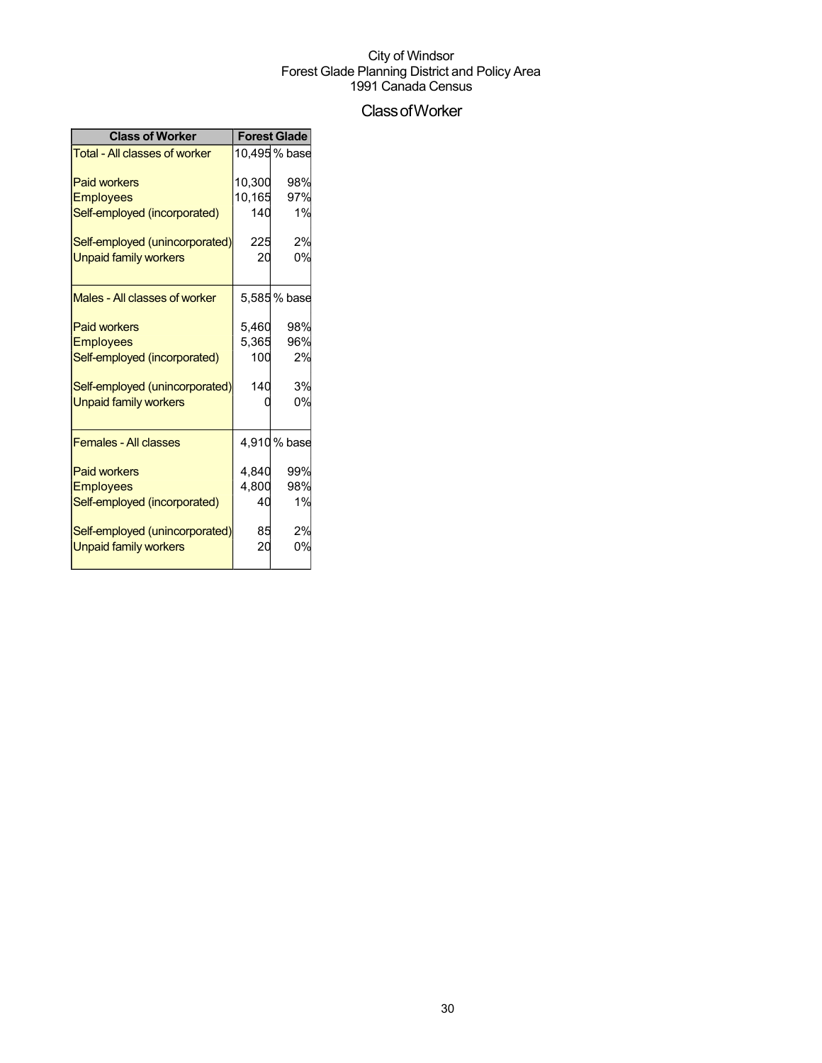City of Windsor
Forest Glade Planning District and Policy Area
1991 Canada Census

# Class of Worker

| Class of Worker | Forest Glade | |
|---|---|---|
| Total - All classes of worker | 10,495 | % base |
| Paid workers | 10,300 | 98% |
| Employees | 10,165 | 97% |
| Self-employed (incorporated) | 140 | 1% |
| Self-employed (unincorporated) | 225 | 2% |
| Unpaid family workers | 20 | 0% |
| Males - All classes of worker | 5,585 | % base |
| Paid workers | 5,460 | 98% |
| Employees | 5,365 | 96% |
| Self-employed (incorporated) | 100 | 2% |
| Self-employed (unincorporated) | 140 | 3% |
| Unpaid family workers | 0 | 0% |
| Females - All classes | 4,910 | % base |
| Paid workers | 4,840 | 99% |
| Employees | 4,800 | 98% |
| Self-employed (incorporated) | 40 | 1% |
| Self-employed (unincorporated) | 85 | 2% |
| Unpaid family workers | 20 | 0% |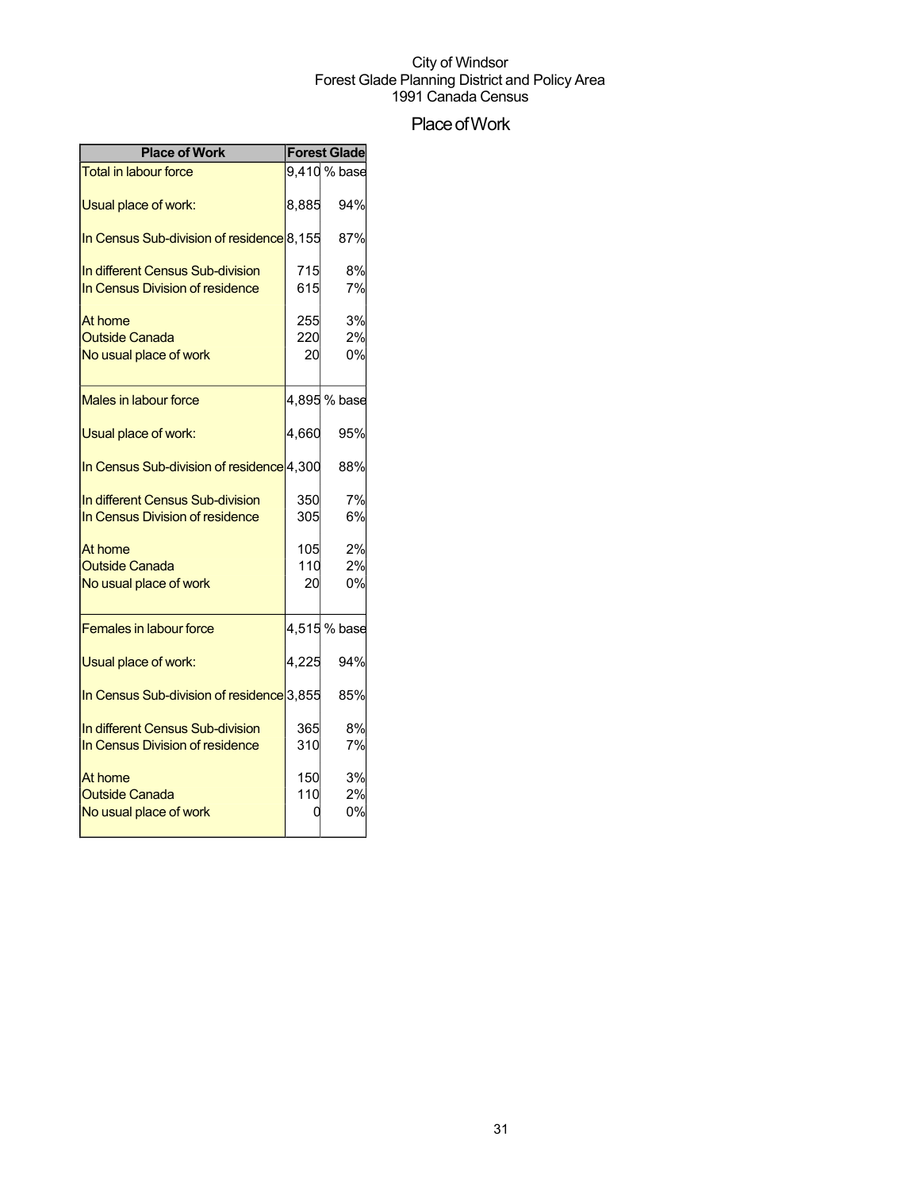City of Windsor
Forest Glade Planning District and Policy Area
1991 Canada Census

# Place of Work

| Place of Work | Forest Glade | |
|---|---|---|
| Total in labour force | 9,410 | % base |
| Usual place of work: | 8,885 | 94% |
| In Census Sub-division of residence | 8,155 | 87% |
| In different Census Sub-division | 715 | 8% |
| In Census Division of residence | 615 | 7% |
| At home | 255 | 3% |
| Outside Canada | 220 | 2% |
| No usual place of work | 20 | 0% |
| Males in labour force | 4,895 | % base |
| Usual place of work: | 4,660 | 95% |
| In Census Sub-division of residence | 4,300 | 88% |
| In different Census Sub-division | 350 | 7% |
| In Census Division of residence | 305 | 6% |
| At home | 105 | 2% |
| Outside Canada | 110 | 2% |
| No usual place of work | 20 | 0% |
| Females in labour force | 4,515 | % base |
| Usual place of work: | 4,225 | 94% |
| In Census Sub-division of residence | 3,855 | 85% |
| In different Census Sub-division | 365 | 8% |
| In Census Division of residence | 310 | 7% |
| At home | 150 | 3% |
| Outside Canada | 110 | 2% |
| No usual place of work | 0 | 0% |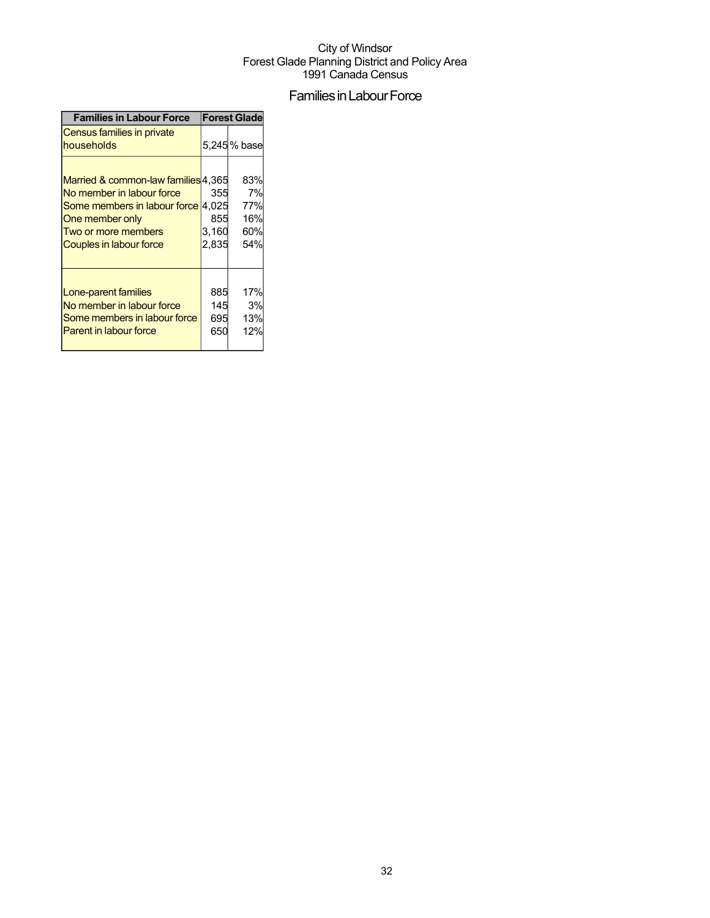City of Windsor
Forest Glade Planning District and Policy Area
1991 Canada Census

# Families in Labour Force

| Families in Labour Force | Forest Glade | |
|---|---|---|
| Census families in private households | 5,245 | % base |
| Married & common-law families | 4,365 | 83% |
| No member in labour force | 355 | 7% |
| Some members in labour force | 4,025 | 77% |
| One member only | 855 | 16% |
| Two or more members | 3,160 | 60% |
| Couples in labour force | 2,835 | 54% |
| Lone-parent families | 885 | 17% |
| No member in labour force | 145 | 3% |
| Some members in labour force | 695 | 13% |
| Parent in labour force | 650 | 12% |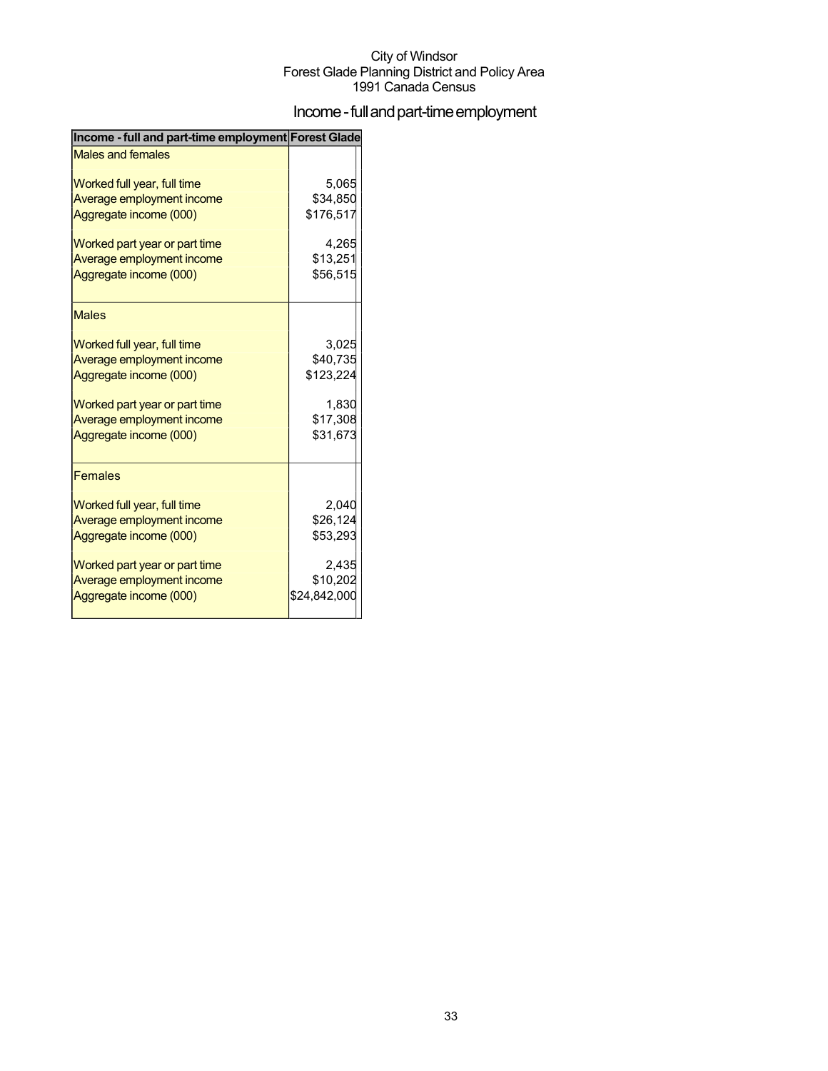City of Windsor
Forest Glade Planning District and Policy Area
1991 Canada Census

# Income - full and part-time employment

| Income - full and part-time employment | Forest Glade |
|---|---|
| Males and females | |
| Worked full year, full time | 5,065 |
| Average employment income | $34,850 |
| Aggregate income (000) | $176,517 |
| Worked part year or part time | 4,265 |
| Average employment income | $13,251 |
| Aggregate income (000) | $56,515 |
| Males | |
| Worked full year, full time | 3,025 |
| Average employment income | $40,735 |
| Aggregate income (000) | $123,224 |
| Worked part year or part time | 1,830 |
| Average employment income | $17,308 |
| Aggregate income (000) | $31,673 |
| Females | |
| Worked full year, full time | 2,040 |
| Average employment income | $26,124 |
| Aggregate income (000) | $53,293 |
| Worked part year or part time | 2,435 |
| Average employment income | $10,202 |
| Aggregate income (000) | $24,842,000 |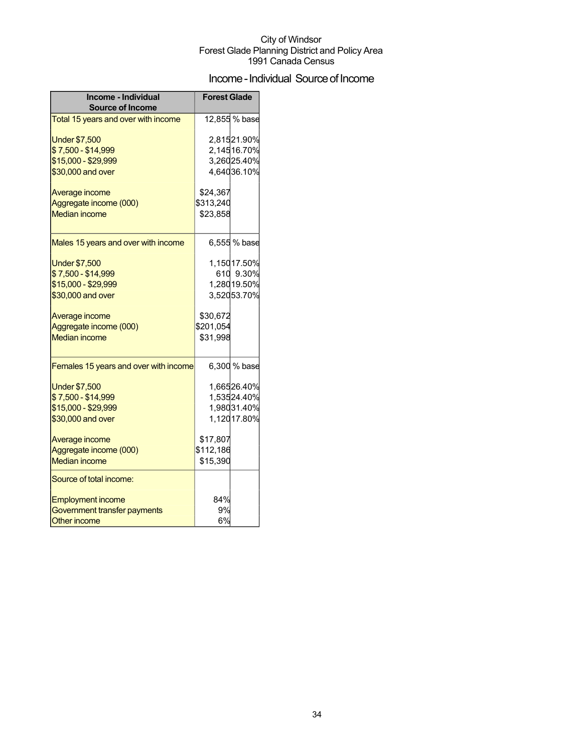City of Windsor
Forest Glade Planning District and Policy Area
1991 Canada Census

## Income - Individual Source of Income

| Income - Individual Source of Income | Forest Glade | |
|---|---|---|
| Total 15 years and over with income | 12,855 | % base |
| Under $7,500 | 2,815 | 21.90% |
| $ 7,500 - $14,999 | 2,145 | 16.70% |
| $15,000 - $29,999 | 3,260 | 25.40% |
| $30,000 and over | 4,640 | 36.10% |
| Average income | $24,367 | |
| Aggregate income (000) | $313,240 | |
| Median income | $23,858 | |
| Males 15 years and over with income | 6,555 | % base |
| Under $7,500 | 1,150 | 17.50% |
| $ 7,500 - $14,999 | 610 | 9.30% |
| $15,000 - $29,999 | 1,280 | 19.50% |
| $30,000 and over | 3,520 | 53.70% |
| Average income | $30,672 | |
| Aggregate income (000) | $201,054 | |
| Median income | $31,998 | |
| Females 15 years and over with income | 6,300 | % base |
| Under $7,500 | 1,665 | 26.40% |
| $ 7,500 - $14,999 | 1,535 | 24.40% |
| $15,000 - $29,999 | 1,980 | 31.40% |
| $30,000 and over | 1,120 | 17.80% |
| Average income | $17,807 | |
| Aggregate income (000) | $112,186 | |
| Median income | $15,390 | |
| Source of total income: | | |
| Employment income | 84% | |
| Government transfer payments | 9% | |
| Other income | 6% | |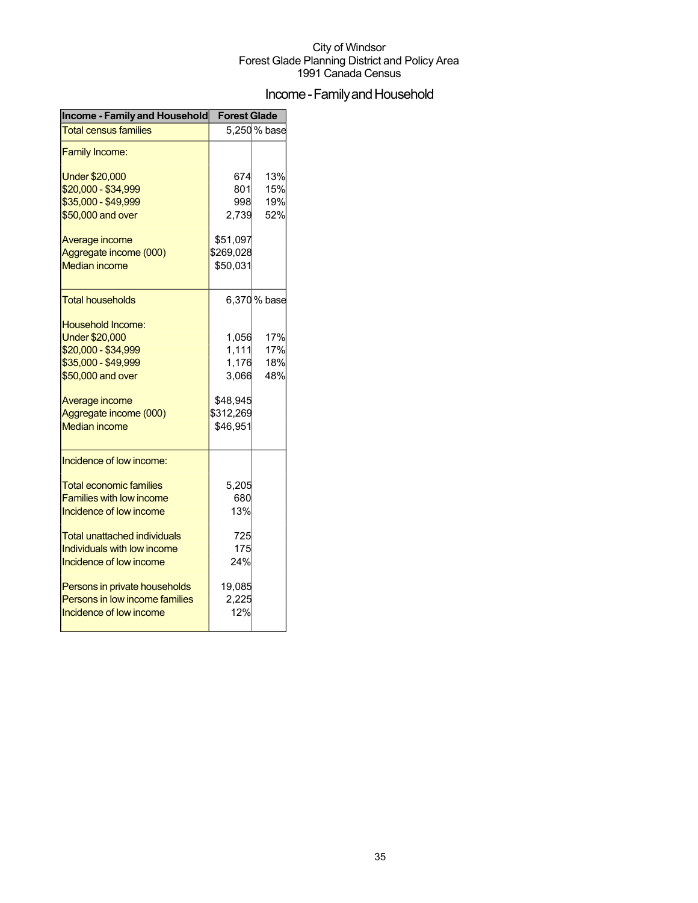City of Windsor
Forest Glade Planning District and Policy Area
1991 Canada Census

# Income - Family and Household

| Income - Family and Household | Forest Glade | |
|---|---|---|
| Total census families | 5,250 | % base |
| Family Income: | | |
| Under $20,000 | 674 | 13% |
| $20,000 - $34,999 | 801 | 15% |
| $35,000 - $49,999 | 998 | 19% |
| $50,000 and over | 2,739 | 52% |
| Average income | $51,097 | |
| Aggregate income (000) | $269,028 | |
| Median income | $50,031 | |
| Total households | 6,370 | % base |
| Household Income: | | |
| Under $20,000 | 1,056 | 17% |
| $20,000 - $34,999 | 1,111 | 17% |
| $35,000 - $49,999 | 1,176 | 18% |
| $50,000 and over | 3,066 | 48% |
| Average income | $48,945 | |
| Aggregate income (000) | $312,269 | |
| Median income | $46,951 | |
| Incidence of low income: | | |
| Total economic families | 5,205 | |
| Families with low income | 680 | |
| Incidence of low income | 13% | |
| Total unattached individuals | 725 | |
| Individuals with low income | 175 | |
| Incidence of low income | 24% | |
| Persons in private households | 19,085 | |
| Persons in low income families | 2,225 | |
| Incidence of low income | 12% | |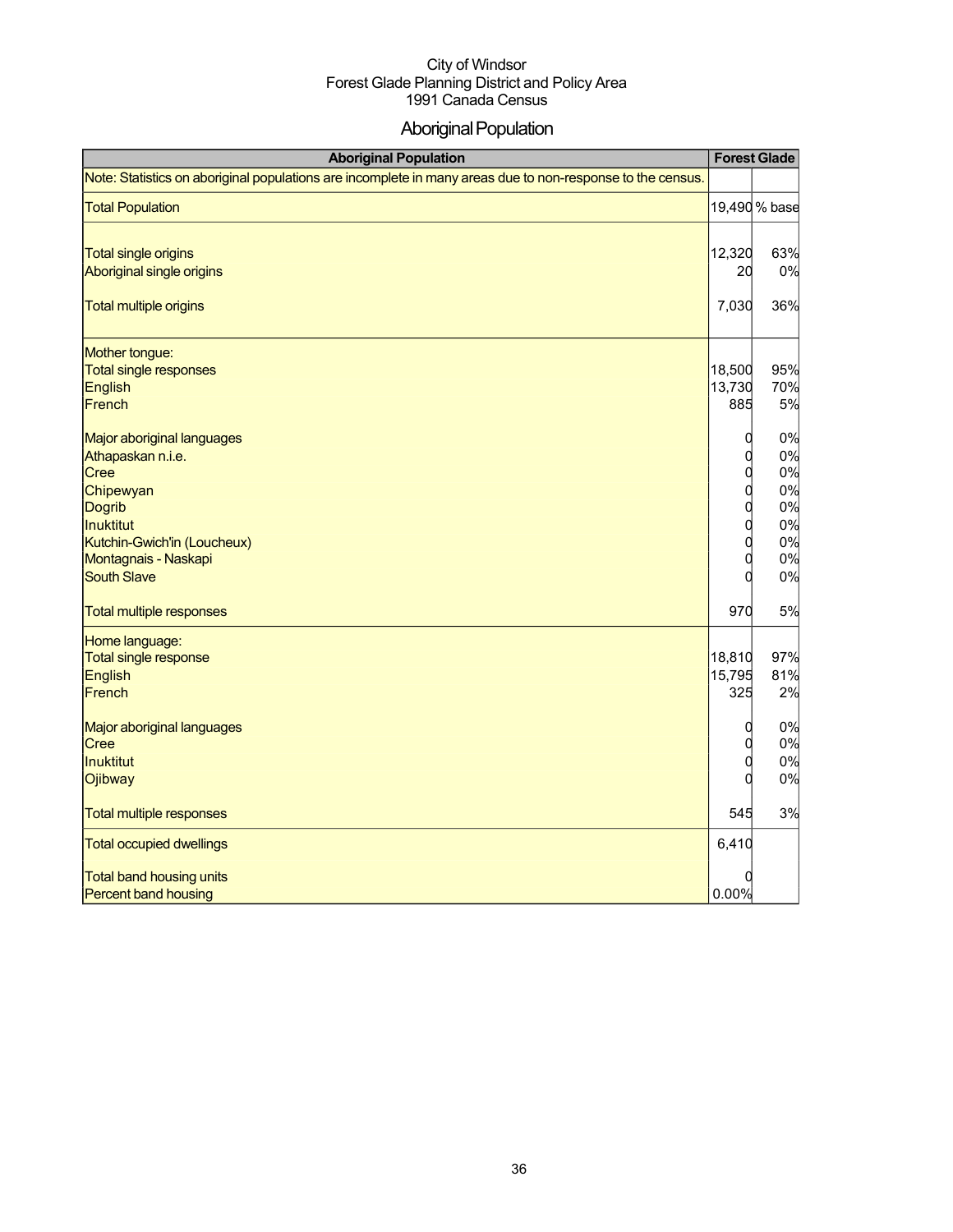City of Windsor
Forest Glade Planning District and Policy Area
1991 Canada Census

# Aboriginal Population

| Aboriginal Population | Forest Glade | |
|---|---|---|
| Note: Statistics on aboriginal populations are incomplete in many areas due to non-response to the census. | | |
| Total Population | 19,490 | % base |
| Total single origins | 12,320 | 63% |
| Aboriginal single origins | 20 | 0% |
| Total multiple origins | 7,030 | 36% |
| Mother tongue: | | |
| Total single responses | 18,500 | 95% |
| English | 13,730 | 70% |
| French | 885 | 5% |
| Major aboriginal languages | 0 | 0% |
| Athapaskan n.i.e. | 0 | 0% |
| Cree | 0 | 0% |
| Chipewyan | 0 | 0% |
| Dogrib | 0 | 0% |
| Inuktitut | 0 | 0% |
| Kutchin-Gwich'in (Loucheux) | 0 | 0% |
| Montagnais - Naskapi | 0 | 0% |
| South Slave | 0 | 0% |
| Total multiple responses | 970 | 5% |
| Home language: | | |
| Total single response | 18,810 | 97% |
| English | 15,795 | 81% |
| French | 325 | 2% |
| Major aboriginal languages | 0 | 0% |
| Cree | 0 | 0% |
| Inuktitut | 0 | 0% |
| Ojibway | 0 | 0% |
| Total multiple responses | 545 | 3% |
| Total occupied dwellings | 6,410 | |
| Total band housing units | 0 | |
| Percent band housing | 0.00% | |